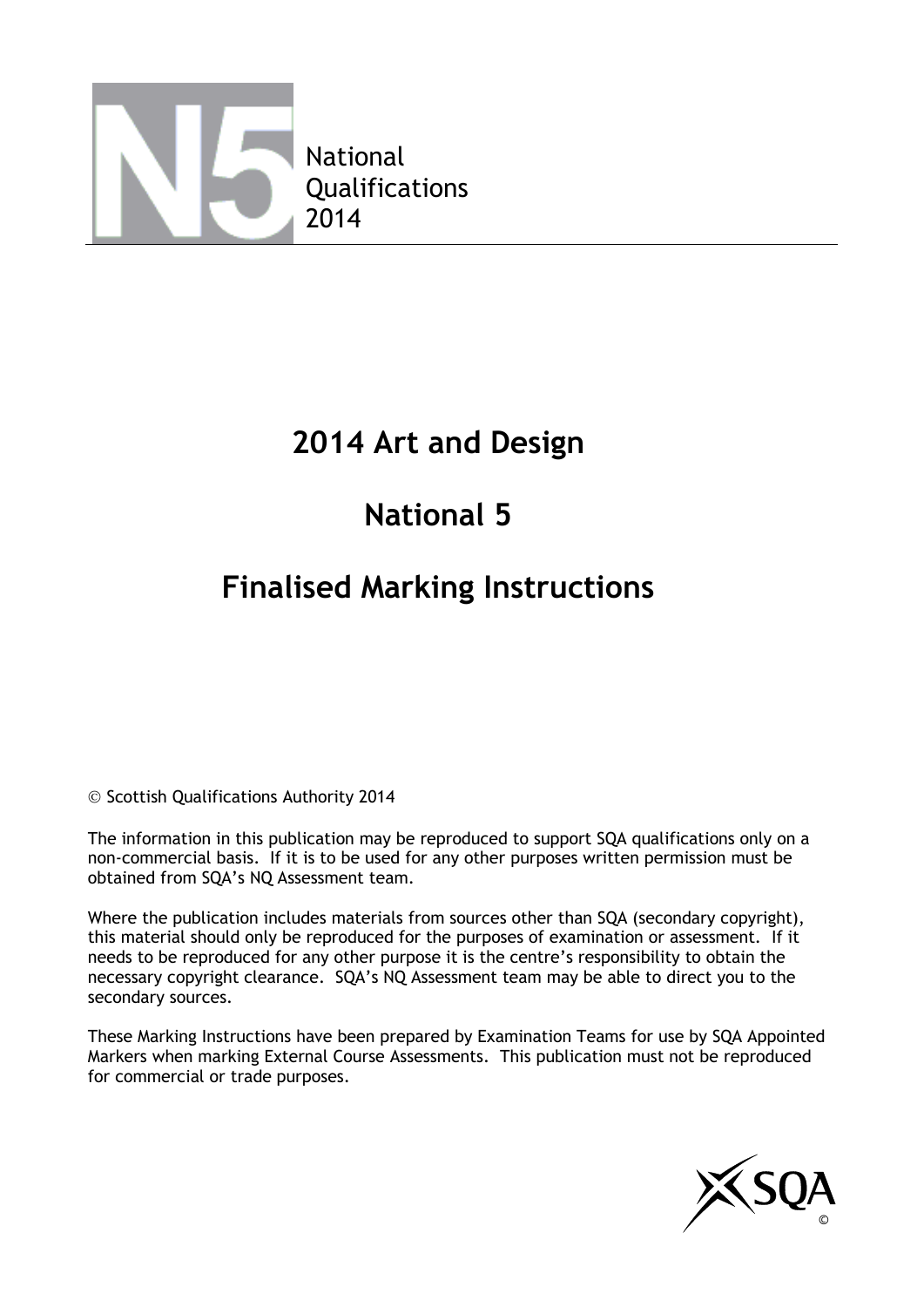National
Qualifications
2014

# 2014 Art and Design

# National 5

# Finalised Marking Instructions

© Scottish Qualifications Authority 2014

The information in this publication may be reproduced to support SQA qualifications only on a non-commercial basis. If it is to be used for any other purposes written permission must be obtained from SQA's NQ Assessment team.

Where the publication includes materials from sources other than SQA (secondary copyright), this material should only be reproduced for the purposes of examination or assessment. If it needs to be reproduced for any other purpose it is the centre's responsibility to obtain the necessary copyright clearance. SQA's NQ Assessment team may be able to direct you to the secondary sources.

These Marking Instructions have been prepared by Examination Teams for use by SQA Appointed Markers when marking External Course Assessments. This publication must not be reproduced for commercial or trade purposes.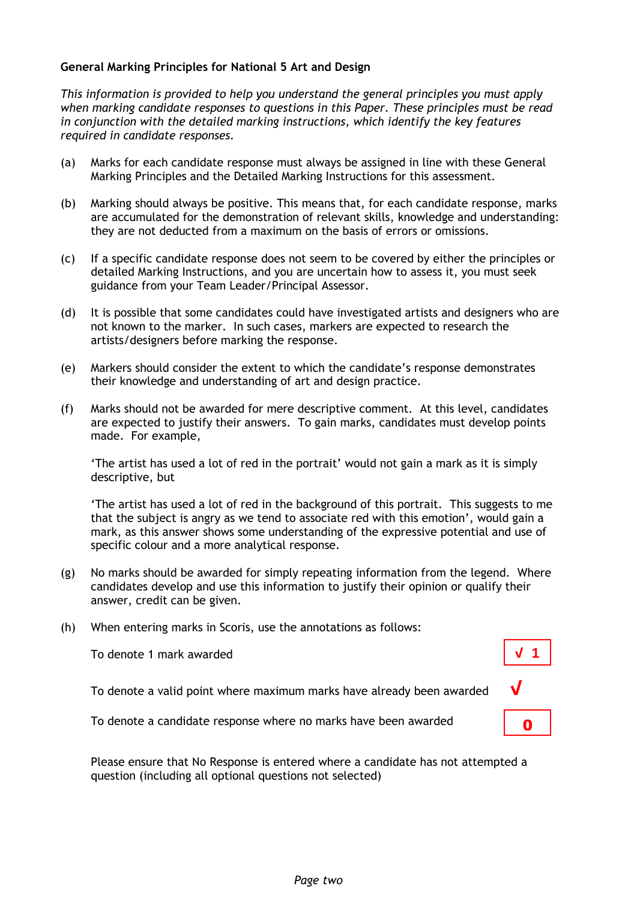**General Marking Principles for National 5 Art and Design**

*This information is provided to help you understand the general principles you must apply when marking candidate responses to questions in this Paper. These principles must be read in conjunction with the detailed marking instructions, which identify the key features required in candidate responses.*

(a) Marks for each candidate response must always be assigned in line with these General Marking Principles and the Detailed Marking Instructions for this assessment.

(b) Marking should always be positive. This means that, for each candidate response, marks are accumulated for the demonstration of relevant skills, knowledge and understanding: they are not deducted from a maximum on the basis of errors or omissions.

(c) If a specific candidate response does not seem to be covered by either the principles or detailed Marking Instructions, and you are uncertain how to assess it, you must seek guidance from your Team Leader/Principal Assessor.

(d) It is possible that some candidates could have investigated artists and designers who are not known to the marker. In such cases, markers are expected to research the artists/designers before marking the response.

(e) Markers should consider the extent to which the candidate's response demonstrates their knowledge and understanding of art and design practice.

(f) Marks should not be awarded for mere descriptive comment. At this level, candidates are expected to justify their answers. To gain marks, candidates must develop points made. For example,

'The artist has used a lot of red in the portrait' would not gain a mark as it is simply descriptive, but

'The artist has used a lot of red in the background of this portrait. This suggests to me that the subject is angry as we tend to associate red with this emotion', would gain a mark, as this answer shows some understanding of the expressive potential and use of specific colour and a more analytical response.

(g) No marks should be awarded for simply repeating information from the legend. Where candidates develop and use this information to justify their opinion or qualify their answer, credit can be given.

(h) When entering marks in Scoris, use the annotations as follows:

| | |
|---|---|
| To denote 1 mark awarded | √ 1 |
| To denote a valid point where maximum marks have already been awarded | √ |
| To denote a candidate response where no marks have been awarded | 0 |

Please ensure that No Response is entered where a candidate has not attempted a question (including all optional questions not selected)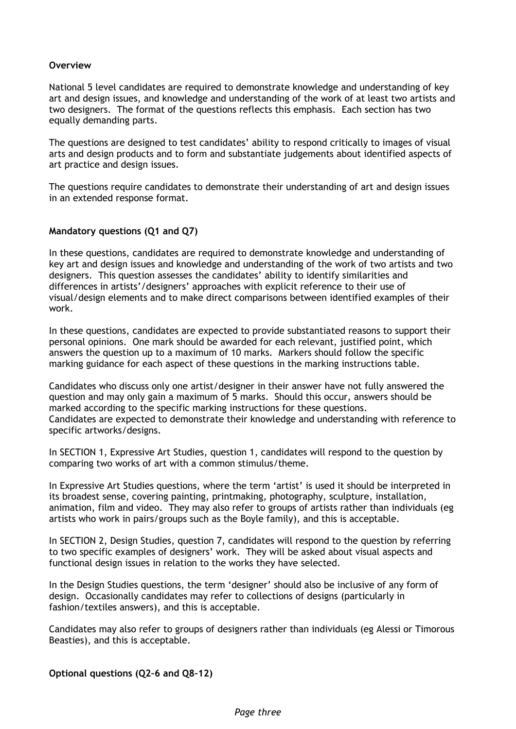**Overview**

National 5 level candidates are required to demonstrate knowledge and understanding of key art and design issues, and knowledge and understanding of the work of at least two artists and two designers. The format of the questions reflects this emphasis. Each section has two equally demanding parts.

The questions are designed to test candidates' ability to respond critically to images of visual arts and design products and to form and substantiate judgements about identified aspects of art practice and design issues.

The questions require candidates to demonstrate their understanding of art and design issues in an extended response format.

**Mandatory questions (Q1 and Q7)**

In these questions, candidates are required to demonstrate knowledge and understanding of key art and design issues and knowledge and understanding of the work of two artists and two designers. This question assesses the candidates' ability to identify similarities and differences in artists'/designers' approaches with explicit reference to their use of visual/design elements and to make direct comparisons between identified examples of their work.

In these questions, candidates are expected to provide substantiated reasons to support their personal opinions. One mark should be awarded for each relevant, justified point, which answers the question up to a maximum of 10 marks. Markers should follow the specific marking guidance for each aspect of these questions in the marking instructions table.

Candidates who discuss only one artist/designer in their answer have not fully answered the question and may only gain a maximum of 5 marks. Should this occur, answers should be marked according to the specific marking instructions for these questions.
Candidates are expected to demonstrate their knowledge and understanding with reference to specific artworks/designs.

In SECTION 1, Expressive Art Studies, question 1, candidates will respond to the question by comparing two works of art with a common stimulus/theme.

In Expressive Art Studies questions, where the term 'artist' is used it should be interpreted in its broadest sense, covering painting, printmaking, photography, sculpture, installation, animation, film and video. They may also refer to groups of artists rather than individuals (eg artists who work in pairs/groups such as the Boyle family), and this is acceptable.

In SECTION 2, Design Studies, question 7, candidates will respond to the question by referring to two specific examples of designers' work. They will be asked about visual aspects and functional design issues in relation to the works they have selected.

In the Design Studies questions, the term 'designer' should also be inclusive of any form of design. Occasionally candidates may refer to collections of designs (particularly in fashion/textiles answers), and this is acceptable.

Candidates may also refer to groups of designers rather than individuals (eg Alessi or Timorous Beasties), and this is acceptable.

**Optional questions (Q2–6 and Q8–12)**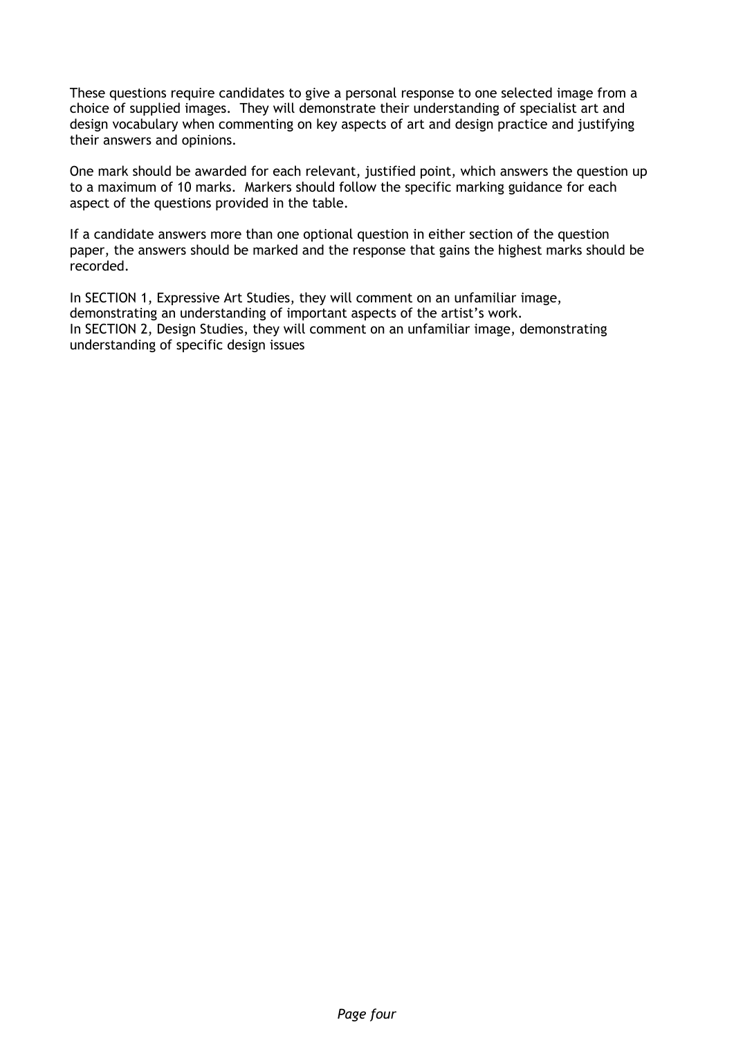These questions require candidates to give a personal response to one selected image from a choice of supplied images. They will demonstrate their understanding of specialist art and design vocabulary when commenting on key aspects of art and design practice and justifying their answers and opinions.

One mark should be awarded for each relevant, justified point, which answers the question up to a maximum of 10 marks. Markers should follow the specific marking guidance for each aspect of the questions provided in the table.

If a candidate answers more than one optional question in either section of the question paper, the answers should be marked and the response that gains the highest marks should be recorded.

In SECTION 1, Expressive Art Studies, they will comment on an unfamiliar image, demonstrating an understanding of important aspects of the artist's work.
In SECTION 2, Design Studies, they will comment on an unfamiliar image, demonstrating understanding of specific design issues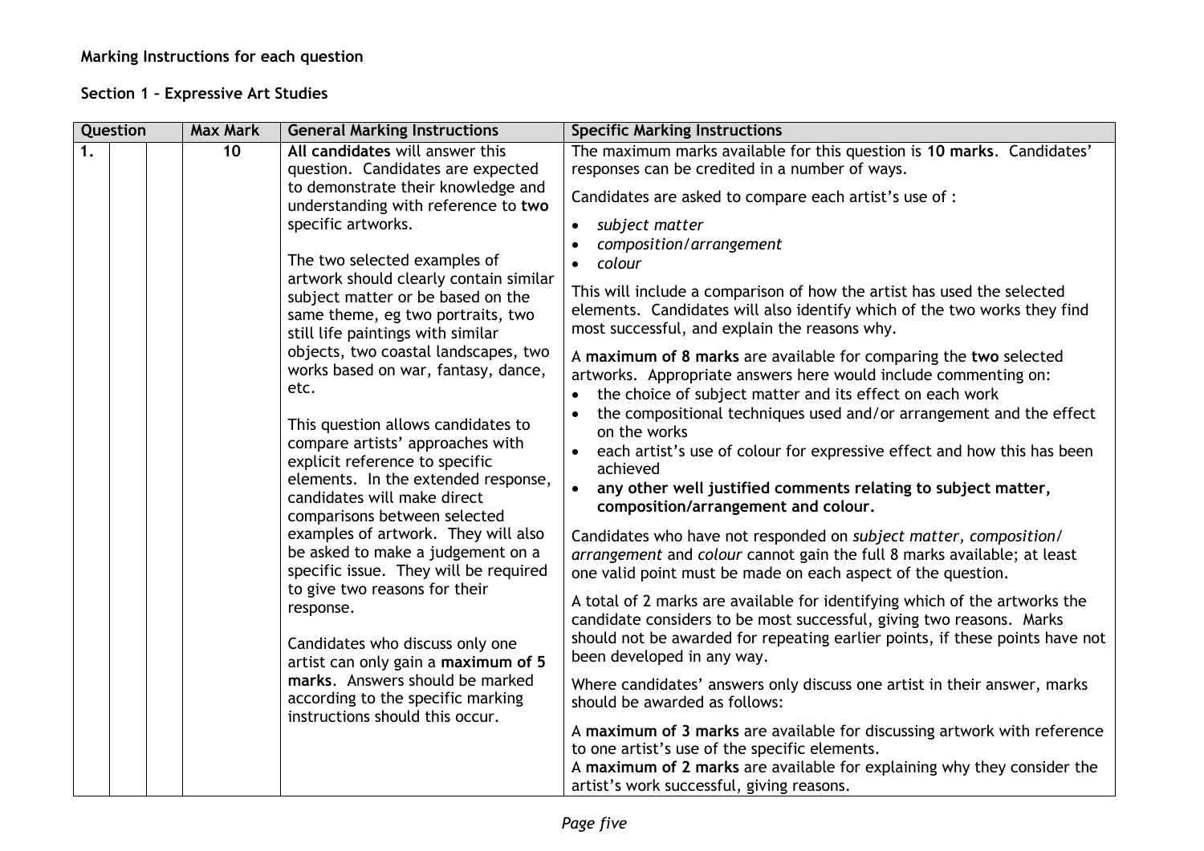**Marking Instructions for each question**

**Section 1 – Expressive Art Studies**

| Question | | | Max Mark | General Marking Instructions | Specific Marking Instructions |
|---|---|---|---|---|---|
| 1. | | | 10 | **All candidates** will answer this question. Candidates are expected to demonstrate their knowledge and understanding with reference to **two** specific artworks.<br><br>The two selected examples of artwork should clearly contain similar subject matter or be based on the same theme, eg two portraits, two still life paintings with similar objects, two coastal landscapes, two works based on war, fantasy, dance, etc.<br><br>This question allows candidates to compare artists' approaches with explicit reference to specific elements. In the extended response, candidates will make direct comparisons between selected examples of artwork. They will also be asked to make a judgement on a specific issue. They will be required to give two reasons for their response.<br><br>Candidates who discuss only one artist can only gain a **maximum of 5 marks**. Answers should be marked according to the specific marking instructions should this occur. | The maximum marks available for this question is **10 marks**. Candidates' responses can be credited in a number of ways.<br><br>Candidates are asked to compare each artist's use of :<br>• *subject matter*<br>• *composition/arrangement*<br>• *colour*<br><br>This will include a comparison of how the artist has used the selected elements. Candidates will also identify which of the two works they find most successful, and explain the reasons why.<br><br>A **maximum of 8 marks** are available for comparing the **two** selected artworks. Appropriate answers here would include commenting on:<br>• the choice of subject matter and its effect on each work<br>• the compositional techniques used and/or arrangement and the effect on the works<br>• each artist's use of colour for expressive effect and how this has been achieved<br>• **any other well justified comments relating to subject matter, composition/arrangement and colour.**<br><br>Candidates who have not responded on *subject matter, composition/ arrangement* and *colour* cannot gain the full 8 marks available; at least one valid point must be made on each aspect of the question.<br><br>A total of 2 marks are available for identifying which of the artworks the candidate considers to be most successful, giving two reasons. Marks should not be awarded for repeating earlier points, if these points have not been developed in any way.<br><br>Where candidates' answers only discuss one artist in their answer, marks should be awarded as follows:<br><br>A **maximum of 3 marks** are available for discussing artwork with reference to one artist's use of the specific elements.<br>A **maximum of 2 marks** are available for explaining why they consider the artist's work successful, giving reasons. |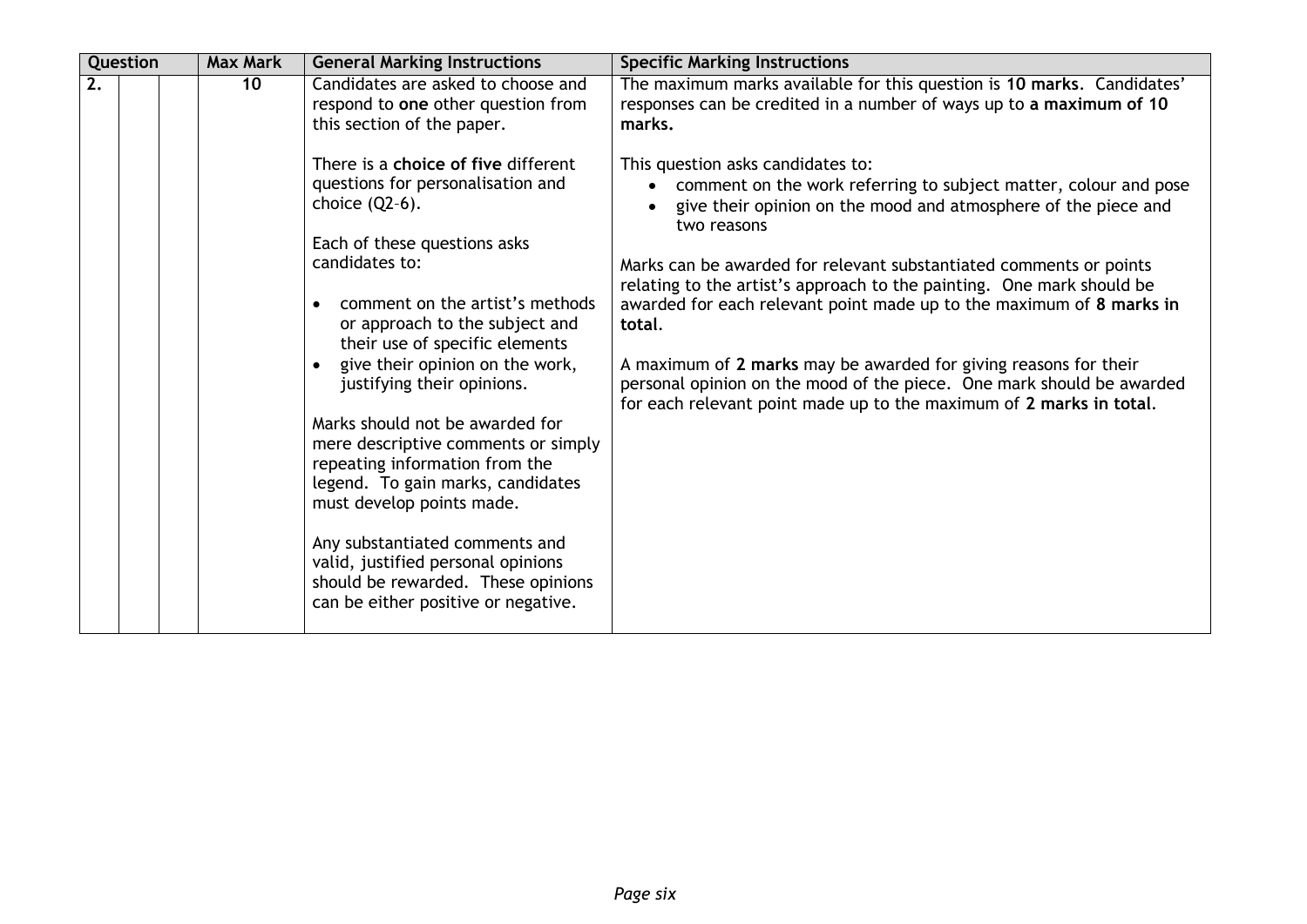| Question | | | Max Mark | General Marking Instructions | Specific Marking Instructions |
|---|---|---|---|---|---|
| **2.** | | | 10 | Candidates are asked to choose and respond to **one** other question from this section of the paper.<br><br>There is a **choice of five** different questions for personalisation and choice (Q2–6).<br><br>Each of these questions asks candidates to:<br><br>• comment on the artist's methods or approach to the subject and their use of specific elements<br>• give their opinion on the work, justifying their opinions.<br><br>Marks should not be awarded for mere descriptive comments or simply repeating information from the legend. To gain marks, candidates must develop points made.<br><br>Any substantiated comments and valid, justified personal opinions should be rewarded. These opinions can be either positive or negative. | The maximum marks available for this question is **10 marks**. Candidates' responses can be credited in a number of ways up to **a maximum of 10 marks.**<br><br>This question asks candidates to:<br>• comment on the work referring to subject matter, colour and pose<br>• give their opinion on the mood and atmosphere of the piece and two reasons<br><br>Marks can be awarded for relevant substantiated comments or points relating to the artist's approach to the painting. One mark should be awarded for each relevant point made up to the maximum of **8 marks in total**.<br><br>A maximum of **2 marks** may be awarded for giving reasons for their personal opinion on the mood of the piece. One mark should be awarded for each relevant point made up to the maximum of **2 marks in total**. |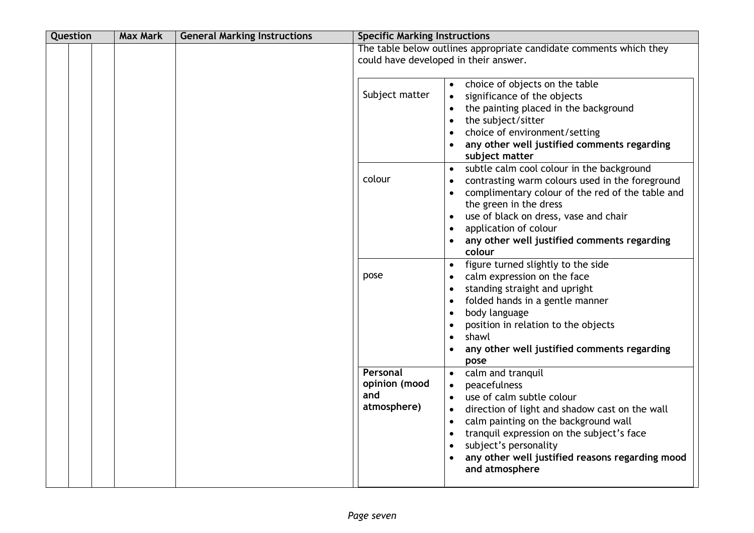| Question | | | Max Mark | General Marking Instructions | Specific Marking Instructions | |
|---|---|---|---|---|---|---|
| | | | | | The table below outlines appropriate candidate comments which they could have developed in their answer. | |
| | | | | | Subject matter | • choice of objects on the table<br>• significance of the objects<br>• the painting placed in the background<br>• the subject/sitter<br>• choice of environment/setting<br>• **any other well justified comments regarding subject matter** |
| | | | | | colour | • subtle calm cool colour in the background<br>• contrasting warm colours used in the foreground<br>• complimentary colour of the red of the table and the green in the dress<br>• use of black on dress, vase and chair<br>• application of colour<br>• **any other well justified comments regarding colour** |
| | | | | | pose | • figure turned slightly to the side<br>• calm expression on the face<br>• standing straight and upright<br>• folded hands in a gentle manner<br>• body language<br>• position in relation to the objects<br>• shawl<br>• **any other well justified comments regarding pose** |
| | | | | | **Personal opinion (mood and atmosphere)** | • calm and tranquil<br>• peacefulness<br>• use of calm subtle colour<br>• direction of light and shadow cast on the wall<br>• calm painting on the background wall<br>• tranquil expression on the subject's face<br>• subject's personality<br>• **any other well justified reasons regarding mood and atmosphere** |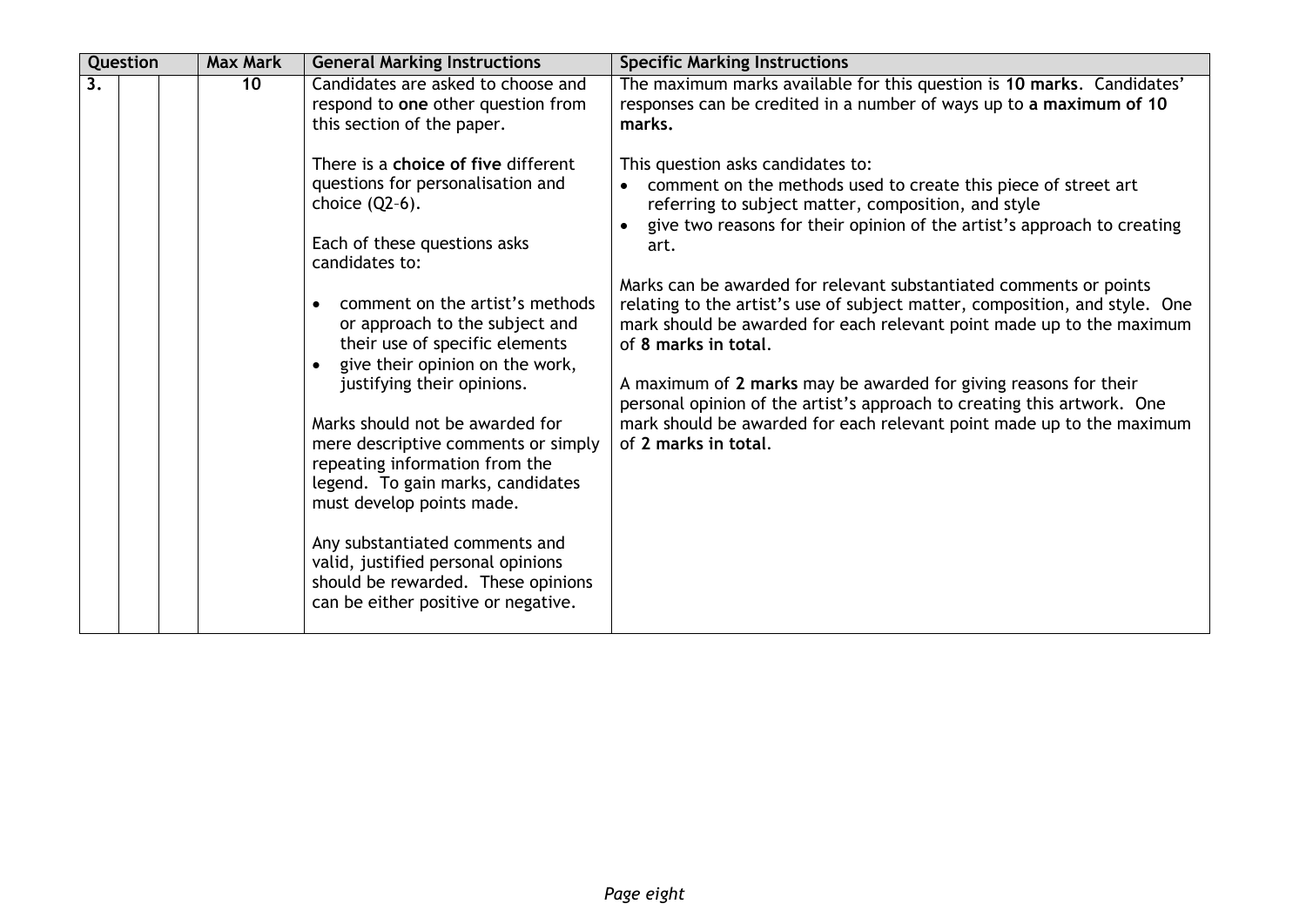| Question | | | Max Mark | General Marking Instructions | Specific Marking Instructions |
|---|---|---|---|---|---|
| 3. | | | 10 | Candidates are asked to choose and respond to **one** other question from this section of the paper.<br><br>There is a **choice of five** different questions for personalisation and choice (Q2–6).<br><br>Each of these questions asks candidates to:<br><br>• comment on the artist's methods or approach to the subject and their use of specific elements<br>• give their opinion on the work, justifying their opinions.<br><br>Marks should not be awarded for mere descriptive comments or simply repeating information from the legend. To gain marks, candidates must develop points made.<br><br>Any substantiated comments and valid, justified personal opinions should be rewarded. These opinions can be either positive or negative. | The maximum marks available for this question is **10 marks**. Candidates' responses can be credited in a number of ways up to **a maximum of 10 marks.**<br><br>This question asks candidates to:<br>• comment on the methods used to create this piece of street art referring to subject matter, composition, and style<br>• give two reasons for their opinion of the artist's approach to creating art.<br><br>Marks can be awarded for relevant substantiated comments or points relating to the artist's use of subject matter, composition, and style. One mark should be awarded for each relevant point made up to the maximum of **8 marks in total**.<br><br>A maximum of **2 marks** may be awarded for giving reasons for their personal opinion of the artist's approach to creating this artwork. One mark should be awarded for each relevant point made up to the maximum of **2 marks in total**. |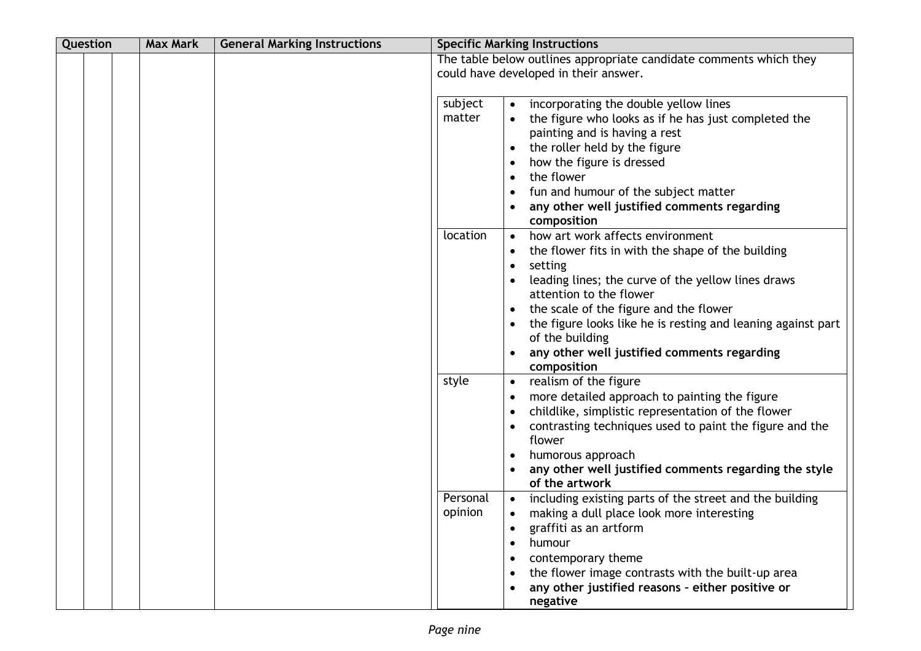| Question | | | Max Mark | General Marking Instructions | Specific Marking Instructions | |
|---|---|---|---|---|---|---|
| | | | | | The table below outlines appropriate candidate comments which they could have developed in their answer. | |
| | | | | | subject matter | • incorporating the double yellow lines<br>• the figure who looks as if he has just completed the painting and is having a rest<br>• the roller held by the figure<br>• how the figure is dressed<br>• the flower<br>• fun and humour of the subject matter<br>• **any other well justified comments regarding composition** |
| | | | | | location | • how art work affects environment<br>• the flower fits in with the shape of the building<br>• setting<br>• leading lines; the curve of the yellow lines draws attention to the flower<br>• the scale of the figure and the flower<br>• the figure looks like he is resting and leaning against part of the building<br>• **any other well justified comments regarding composition** |
| | | | | | style | • realism of the figure<br>• more detailed approach to painting the figure<br>• childlike, simplistic representation of the flower<br>• contrasting techniques used to paint the figure and the flower<br>• humorous approach<br>• **any other well justified comments regarding the style of the artwork** |
| | | | | | Personal opinion | • including existing parts of the street and the building<br>• making a dull place look more interesting<br>• graffiti as an artform<br>• humour<br>• contemporary theme<br>• the flower image contrasts with the built-up area<br>• **any other justified reasons – either positive or negative** |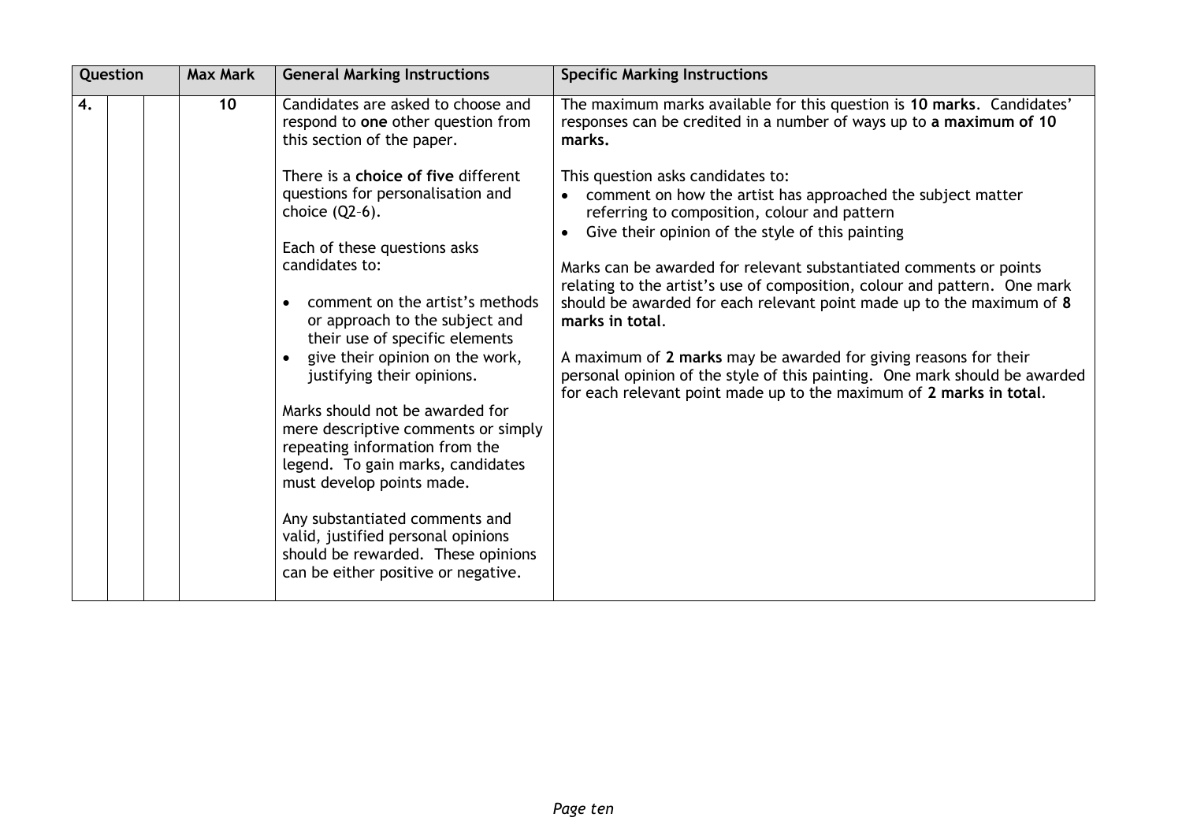| Question | | | Max Mark | General Marking Instructions | Specific Marking Instructions |
|---|---|---|---|---|---|
| 4. | | | 10 | Candidates are asked to choose and respond to **one** other question from this section of the paper.<br><br>There is a **choice of five** different questions for personalisation and choice (Q2–6).<br><br>Each of these questions asks candidates to:<br><br>• comment on the artist's methods or approach to the subject and their use of specific elements<br>• give their opinion on the work, justifying their opinions.<br><br>Marks should not be awarded for mere descriptive comments or simply repeating information from the legend. To gain marks, candidates must develop points made.<br><br>Any substantiated comments and valid, justified personal opinions should be rewarded. These opinions can be either positive or negative. | The maximum marks available for this question is **10 marks**. Candidates' responses can be credited in a number of ways up to **a maximum of 10 marks.**<br><br>This question asks candidates to:<br>• comment on how the artist has approached the subject matter referring to composition, colour and pattern<br>• Give their opinion of the style of this painting<br><br>Marks can be awarded for relevant substantiated comments or points relating to the artist's use of composition, colour and pattern. One mark should be awarded for each relevant point made up to the maximum of **8 marks in total**.<br><br>A maximum of **2 marks** may be awarded for giving reasons for their personal opinion of the style of this painting. One mark should be awarded for each relevant point made up to the maximum of **2 marks in total**. |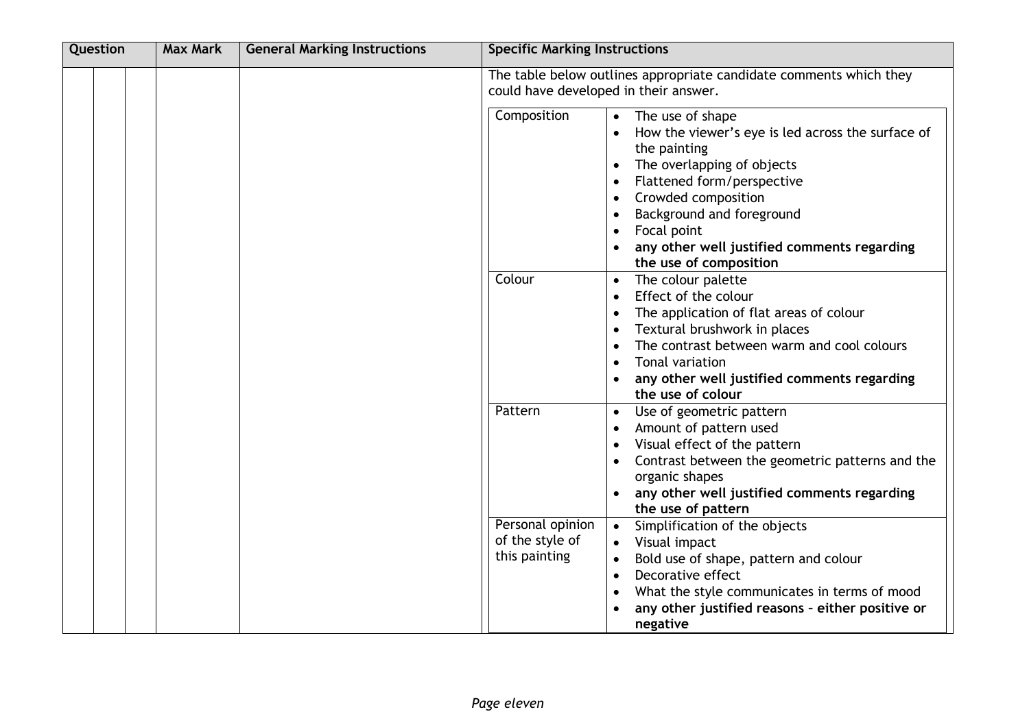| Question | | | Max Mark | General Marking Instructions | Specific Marking Instructions | |
|---|---|---|---|---|---|---|
| | | | | | The table below outlines appropriate candidate comments which they could have developed in their answer. | |
| | | | | | Composition | • The use of shape<br>• How the viewer's eye is led across the surface of the painting<br>• The overlapping of objects<br>• Flattened form/perspective<br>• Crowded composition<br>• Background and foreground<br>• Focal point<br>• **any other well justified comments regarding the use of composition** |
| | | | | | Colour | • The colour palette<br>• Effect of the colour<br>• The application of flat areas of colour<br>• Textural brushwork in places<br>• The contrast between warm and cool colours<br>• Tonal variation<br>• **any other well justified comments regarding the use of colour** |
| | | | | | Pattern | • Use of geometric pattern<br>• Amount of pattern used<br>• Visual effect of the pattern<br>• Contrast between the geometric patterns and the organic shapes<br>• **any other well justified comments regarding the use of pattern** |
| | | | | | Personal opinion of the style of this painting | • Simplification of the objects<br>• Visual impact<br>• Bold use of shape, pattern and colour<br>• Decorative effect<br>• What the style communicates in terms of mood<br>• **any other justified reasons – either positive or negative** |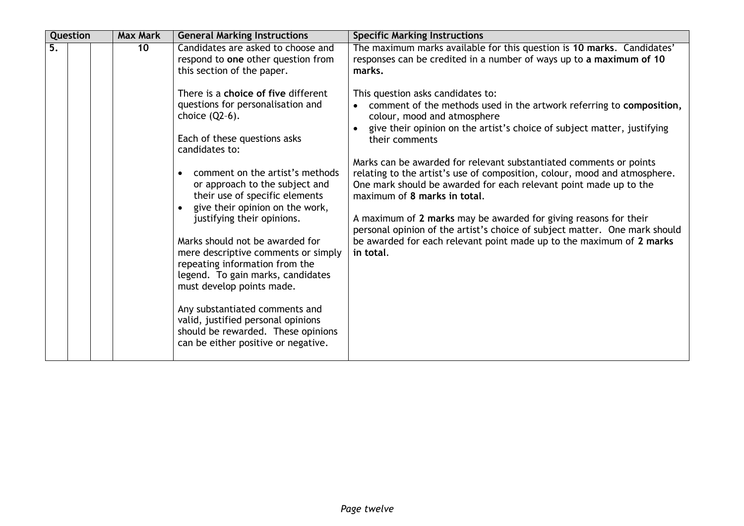| Question | | | Max Mark | General Marking Instructions | Specific Marking Instructions |
|---|---|---|---|---|---|
| 5. | | | 10 | Candidates are asked to choose and respond to **one** other question from this section of the paper.<br><br>There is a **choice of five** different questions for personalisation and choice (Q2–6).<br><br>Each of these questions asks candidates to:<br><br>• comment on the artist's methods or approach to the subject and their use of specific elements<br>• give their opinion on the work, justifying their opinions.<br><br>Marks should not be awarded for mere descriptive comments or simply repeating information from the legend. To gain marks, candidates must develop points made.<br><br>Any substantiated comments and valid, justified personal opinions should be rewarded. These opinions can be either positive or negative. | The maximum marks available for this question is **10 marks**. Candidates' responses can be credited in a number of ways up to **a maximum of 10 marks.**<br><br>This question asks candidates to:<br>• comment of the methods used in the artwork referring to **composition,** colour, mood and atmosphere<br>• give their opinion on the artist's choice of subject matter, justifying their comments<br><br>Marks can be awarded for relevant substantiated comments or points relating to the artist's use of composition, colour, mood and atmosphere. One mark should be awarded for each relevant point made up to the maximum of **8 marks in total**.<br><br>A maximum of **2 marks** may be awarded for giving reasons for their personal opinion of the artist's choice of subject matter. One mark should be awarded for each relevant point made up to the maximum of **2 marks in total**. |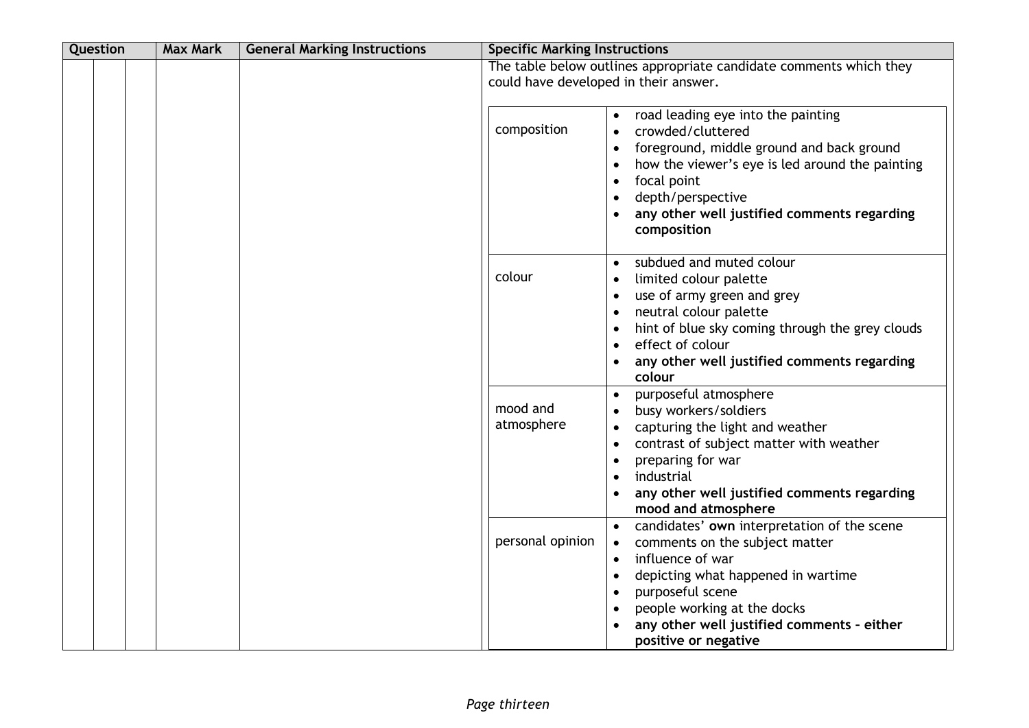| Question | | | Max Mark | General Marking Instructions | Specific Marking Instructions | |
|---|---|---|---|---|---|---|
| | | | | | The table below outlines appropriate candidate comments which they could have developed in their answer. | |
| | | | | | composition | • road leading eye into the painting<br>• crowded/cluttered<br>• foreground, middle ground and back ground<br>• how the viewer's eye is led around the painting<br>• focal point<br>• depth/perspective<br>• **any other well justified comments regarding composition** |
| | | | | | colour | • subdued and muted colour<br>• limited colour palette<br>• use of army green and grey<br>• neutral colour palette<br>• hint of blue sky coming through the grey clouds<br>• effect of colour<br>• **any other well justified comments regarding colour** |
| | | | | | mood and atmosphere | • purposeful atmosphere<br>• busy workers/soldiers<br>• capturing the light and weather<br>• contrast of subject matter with weather<br>• preparing for war<br>• industrial<br>• **any other well justified comments regarding mood and atmosphere** |
| | | | | | personal opinion | • candidates' **own** interpretation of the scene<br>• comments on the subject matter<br>• influence of war<br>• depicting what happened in wartime<br>• purposeful scene<br>• people working at the docks<br>• **any other well justified comments – either positive or negative** |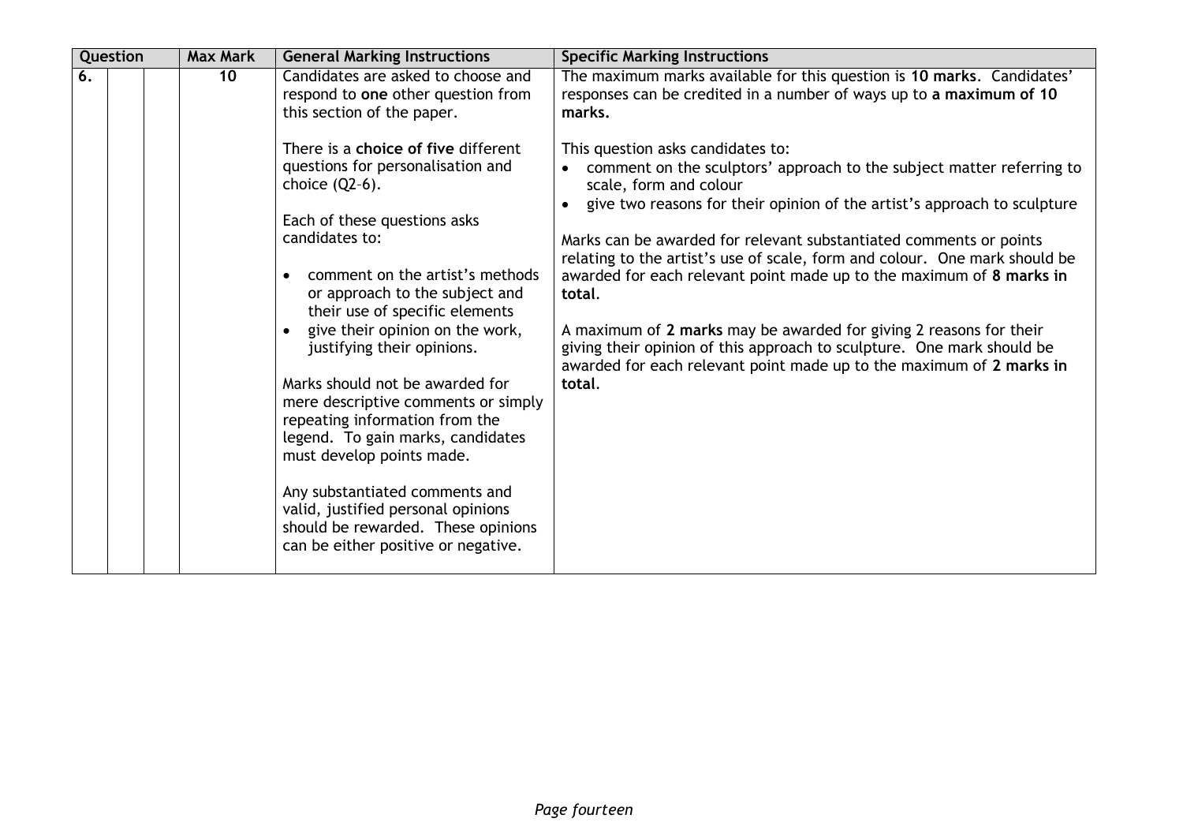| Question | | | Max Mark | General Marking Instructions | Specific Marking Instructions |
|---|---|---|---|---|---|
| 6. | | | 10 | Candidates are asked to choose and respond to **one** other question from this section of the paper.<br><br>There is a **choice of five** different questions for personalisation and choice (Q2–6).<br><br>Each of these questions asks candidates to:<br><br>• comment on the artist's methods or approach to the subject and their use of specific elements<br>• give their opinion on the work, justifying their opinions.<br><br>Marks should not be awarded for mere descriptive comments or simply repeating information from the legend. To gain marks, candidates must develop points made.<br><br>Any substantiated comments and valid, justified personal opinions should be rewarded. These opinions can be either positive or negative. | The maximum marks available for this question is **10 marks**. Candidates' responses can be credited in a number of ways up to **a maximum of 10 marks.**<br><br>This question asks candidates to:<br>• comment on the sculptors' approach to the subject matter referring to scale, form and colour<br>• give two reasons for their opinion of the artist's approach to sculpture<br><br>Marks can be awarded for relevant substantiated comments or points relating to the artist's use of scale, form and colour. One mark should be awarded for each relevant point made up to the maximum of **8 marks in total**.<br><br>A maximum of **2 marks** may be awarded for giving 2 reasons for their giving their opinion of this approach to sculpture. One mark should be awarded for each relevant point made up to the maximum of **2 marks in total**. |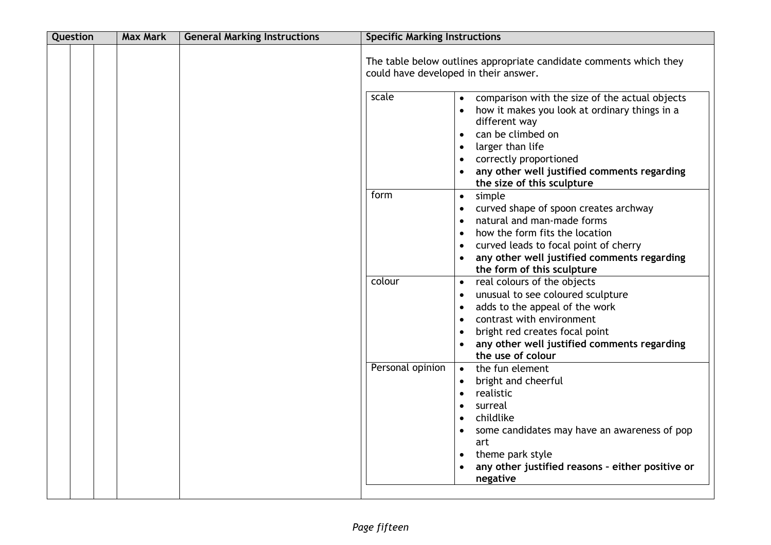| Question | | | Max Mark | General Marking Instructions | Specific Marking Instructions |
|---|---|---|---|---|---|
| | | | | | The table below outlines appropriate candidate comments which they could have developed in their answer. |

| | |
|---|---|
| scale | • comparison with the size of the actual objects<br>• how it makes you look at ordinary things in a different way<br>• can be climbed on<br>• larger than life<br>• correctly proportioned<br>• **any other well justified comments regarding the size of this sculpture** |
| form | • simple<br>• curved shape of spoon creates archway<br>• natural and man-made forms<br>• how the form fits the location<br>• curved leads to focal point of cherry<br>• **any other well justified comments regarding the form of this sculpture** |
| colour | • real colours of the objects<br>• unusual to see coloured sculpture<br>• adds to the appeal of the work<br>• contrast with environment<br>• bright red creates focal point<br>• **any other well justified comments regarding the use of colour** |
| Personal opinion | • the fun element<br>• bright and cheerful<br>• realistic<br>• surreal<br>• childlike<br>• some candidates may have an awareness of pop art<br>• theme park style<br>• **any other justified reasons – either positive or negative** |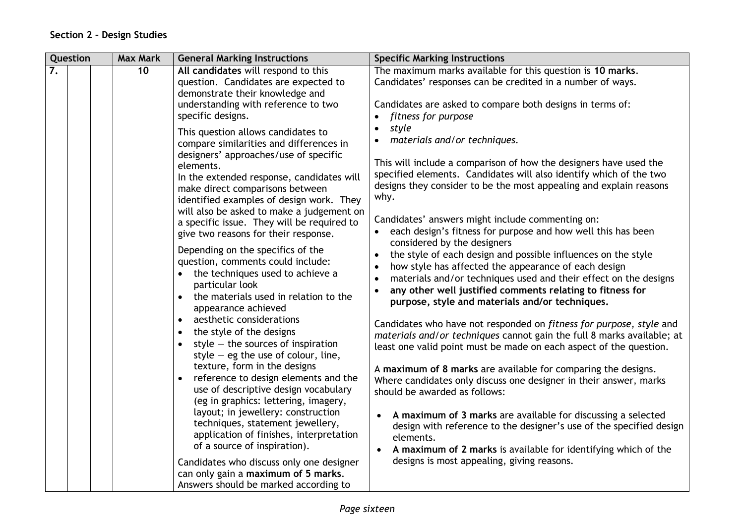## Section 2 – Design Studies

| Question | | | Max Mark | General Marking Instructions | Specific Marking Instructions |
|---|---|---|---|---|---|
| 7. | | | 10 | **All candidates** will respond to this question. Candidates are expected to demonstrate their knowledge and understanding with reference to two specific designs.<br><br>This question allows candidates to compare similarities and differences in designers' approaches/use of specific elements.<br>In the extended response, candidates will make direct comparisons between identified examples of design work. They will also be asked to make a judgement on a specific issue. They will be required to give two reasons for their response.<br><br>Depending on the specifics of the question, comments could include:<br>• the techniques used to achieve a particular look<br>• the materials used in relation to the appearance achieved<br>• aesthetic considerations<br>• the style of the designs<br>• style — the sources of inspiration style — eg the use of colour, line, texture, form in the designs<br>• reference to design elements and the use of descriptive design vocabulary (eg in graphics: lettering, imagery, layout; in jewellery: construction techniques, statement jewellery, application of finishes, interpretation of a source of inspiration).<br><br>Candidates who discuss only one designer can only gain a **maximum of 5 marks**. Answers should be marked according to | The maximum marks available for this question is **10 marks**. Candidates' responses can be credited in a number of ways.<br><br>Candidates are asked to compare both designs in terms of:<br>• *fitness for purpose*<br>• *style*<br>• *materials and/or techniques.*<br><br>This will include a comparison of how the designers have used the specified elements. Candidates will also identify which of the two designs they consider to be the most appealing and explain reasons why.<br><br>Candidates' answers might include commenting on:<br>• each design's fitness for purpose and how well this has been considered by the designers<br>• the style of each design and possible influences on the style<br>• how style has affected the appearance of each design<br>• materials and/or techniques used and their effect on the designs<br>• **any other well justified comments relating to fitness for purpose, style and materials and/or techniques.**<br><br>Candidates who have not responded on *fitness for purpose, style* and *materials and/or techniques* cannot gain the full 8 marks available; at least one valid point must be made on each aspect of the question.<br><br>A **maximum of 8 marks** are available for comparing the designs. Where candidates only discuss one designer in their answer, marks should be awarded as follows:<br><br>• **A maximum of 3 marks** are available for discussing a selected design with reference to the designer's use of the specified design elements.<br>• **A maximum of 2 marks** is available for identifying which of the designs is most appealing, giving reasons. |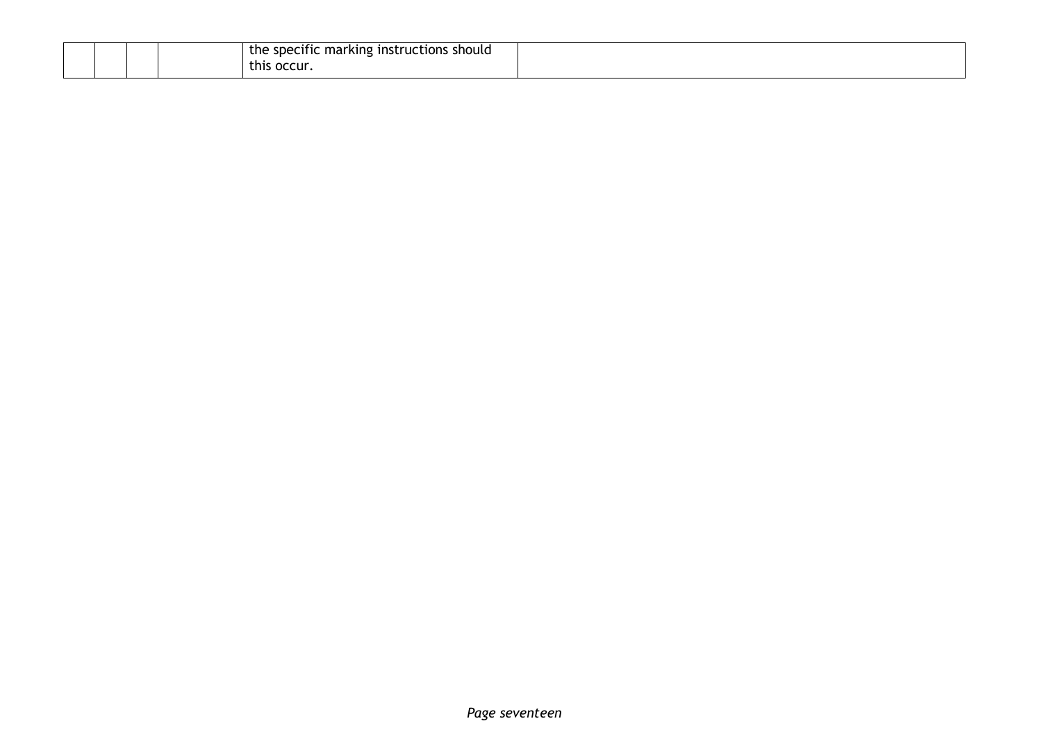| | | | | the specific marking instructions should this occur. | |
|---|---|---|---|---|---|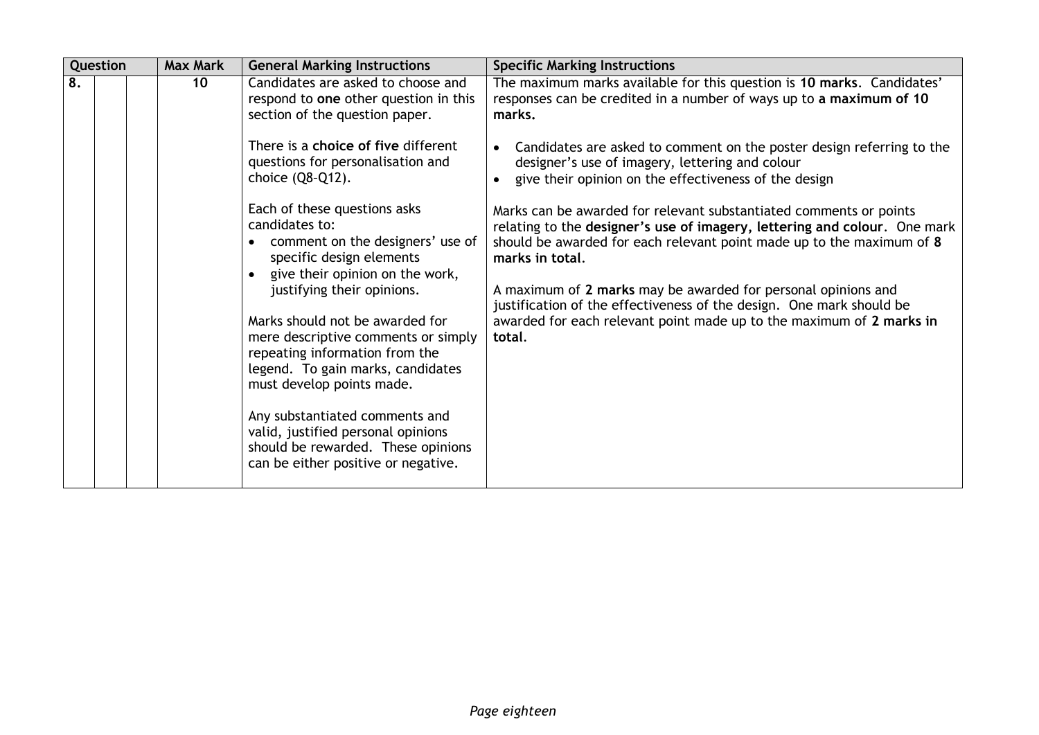| Question | | | Max Mark | General Marking Instructions | Specific Marking Instructions |
|---|---|---|---|---|---|
| 8. | | | 10 | Candidates are asked to choose and respond to **one** other question in this section of the question paper.<br><br>There is a **choice of five** different questions for personalisation and choice (Q8–Q12).<br><br>Each of these questions asks candidates to:<br>• comment on the designers' use of specific design elements<br>• give their opinion on the work, justifying their opinions.<br><br>Marks should not be awarded for mere descriptive comments or simply repeating information from the legend. To gain marks, candidates must develop points made.<br><br>Any substantiated comments and valid, justified personal opinions should be rewarded. These opinions can be either positive or negative. | The maximum marks available for this question is **10 marks**. Candidates' responses can be credited in a number of ways up to **a maximum of 10 marks.**<br><br>• Candidates are asked to comment on the poster design referring to the designer's use of imagery, lettering and colour<br>• give their opinion on the effectiveness of the design<br><br>Marks can be awarded for relevant substantiated comments or points relating to the **designer's use of imagery, lettering and colour**. One mark should be awarded for each relevant point made up to the maximum of **8 marks in total**.<br><br>A maximum of **2 marks** may be awarded for personal opinions and justification of the effectiveness of the design. One mark should be awarded for each relevant point made up to the maximum of **2 marks in total**. |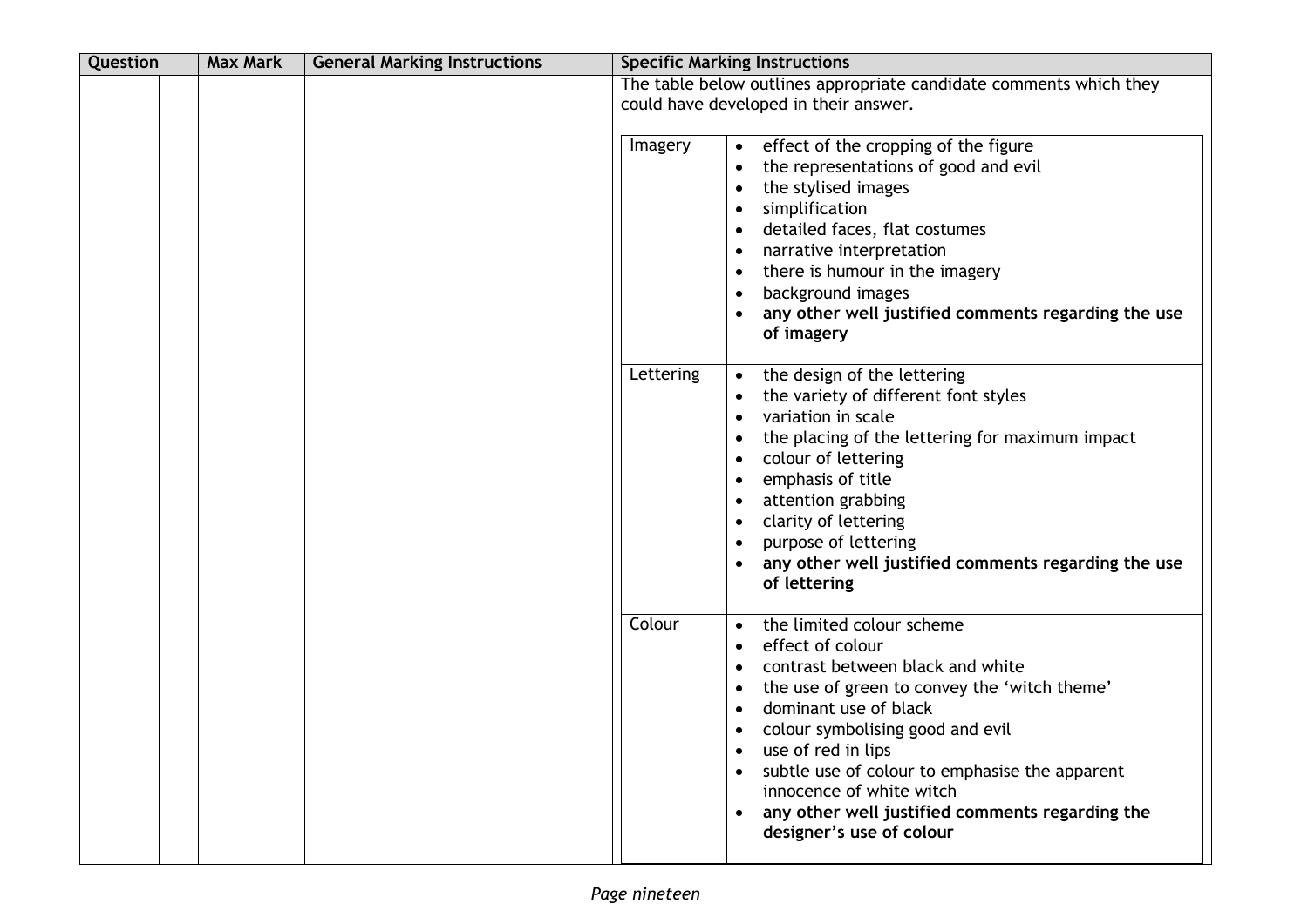| Question | | | Max Mark | General Marking Instructions | Specific Marking Instructions |
|---|---|---|---|---|---|
| | | | | | The table below outlines appropriate candidate comments which they could have developed in their answer. |

| | |
|---|---|
| Imagery | • effect of the cropping of the figure<br>• the representations of good and evil<br>• the stylised images<br>• simplification<br>• detailed faces, flat costumes<br>• narrative interpretation<br>• there is humour in the imagery<br>• background images<br>• **any other well justified comments regarding the use of imagery** |
| Lettering | • the design of the lettering<br>• the variety of different font styles<br>• variation in scale<br>• the placing of the lettering for maximum impact<br>• colour of lettering<br>• emphasis of title<br>• attention grabbing<br>• clarity of lettering<br>• purpose of lettering<br>• **any other well justified comments regarding the use of lettering** |
| Colour | • the limited colour scheme<br>• effect of colour<br>• contrast between black and white<br>• the use of green to convey the 'witch theme'<br>• dominant use of black<br>• colour symbolising good and evil<br>• use of red in lips<br>• subtle use of colour to emphasise the apparent innocence of white witch<br>• **any other well justified comments regarding the designer's use of colour** |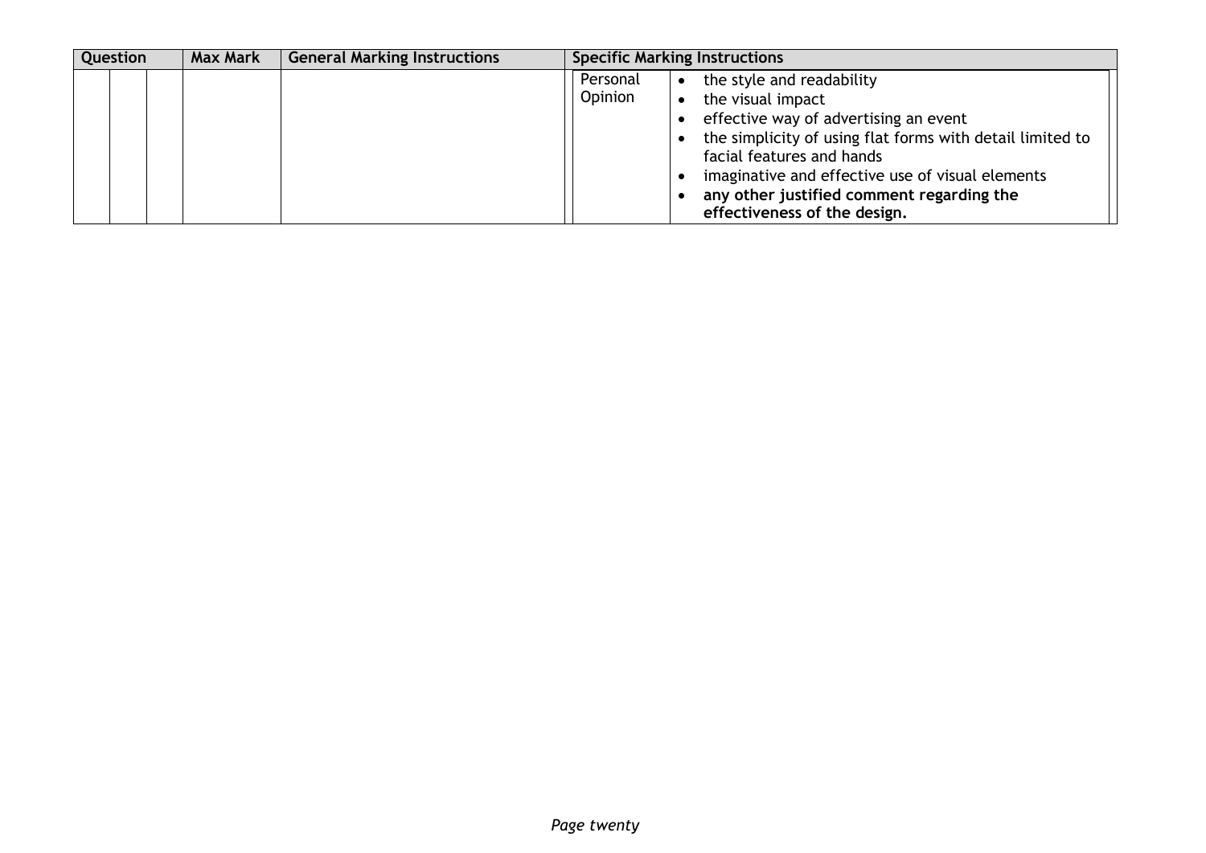| Question | | | Max Mark | General Marking Instructions | Specific Marking Instructions | |
|---|---|---|---|---|---|---|
| | | | | | Personal Opinion | • the style and readability<br>• the visual impact<br>• effective way of advertising an event<br>• the simplicity of using flat forms with detail limited to facial features and hands<br>• imaginative and effective use of visual elements<br>• **any other justified comment regarding the effectiveness of the design.** |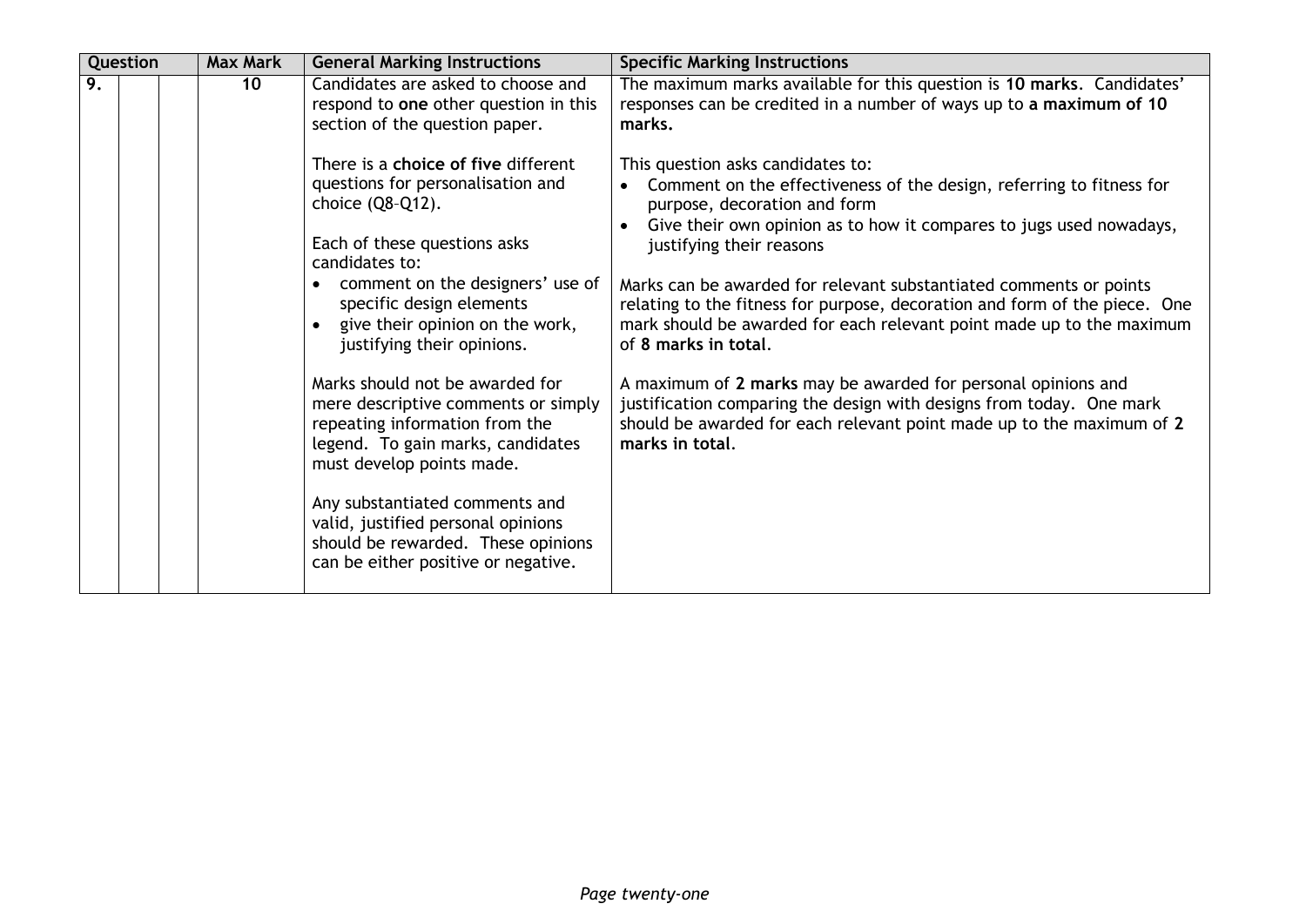| Question | | | Max Mark | General Marking Instructions | Specific Marking Instructions |
|---|---|---|---|---|---|
| 9. | | | 10 | Candidates are asked to choose and respond to **one** other question in this section of the question paper.<br><br>There is a **choice of five** different questions for personalisation and choice (Q8–Q12).<br><br>Each of these questions asks candidates to:<br>• comment on the designers' use of specific design elements<br>• give their opinion on the work, justifying their opinions.<br><br>Marks should not be awarded for mere descriptive comments or simply repeating information from the legend. To gain marks, candidates must develop points made.<br><br>Any substantiated comments and valid, justified personal opinions should be rewarded. These opinions can be either positive or negative. | The maximum marks available for this question is **10 marks**. Candidates' responses can be credited in a number of ways up to **a maximum of 10 marks.**<br><br>This question asks candidates to:<br>• Comment on the effectiveness of the design, referring to fitness for purpose, decoration and form<br>• Give their own opinion as to how it compares to jugs used nowadays, justifying their reasons<br><br>Marks can be awarded for relevant substantiated comments or points relating to the fitness for purpose, decoration and form of the piece. One mark should be awarded for each relevant point made up to the maximum of **8 marks in total**.<br><br>A maximum of **2 marks** may be awarded for personal opinions and justification comparing the design with designs from today. One mark should be awarded for each relevant point made up to the maximum of **2 marks in total**. |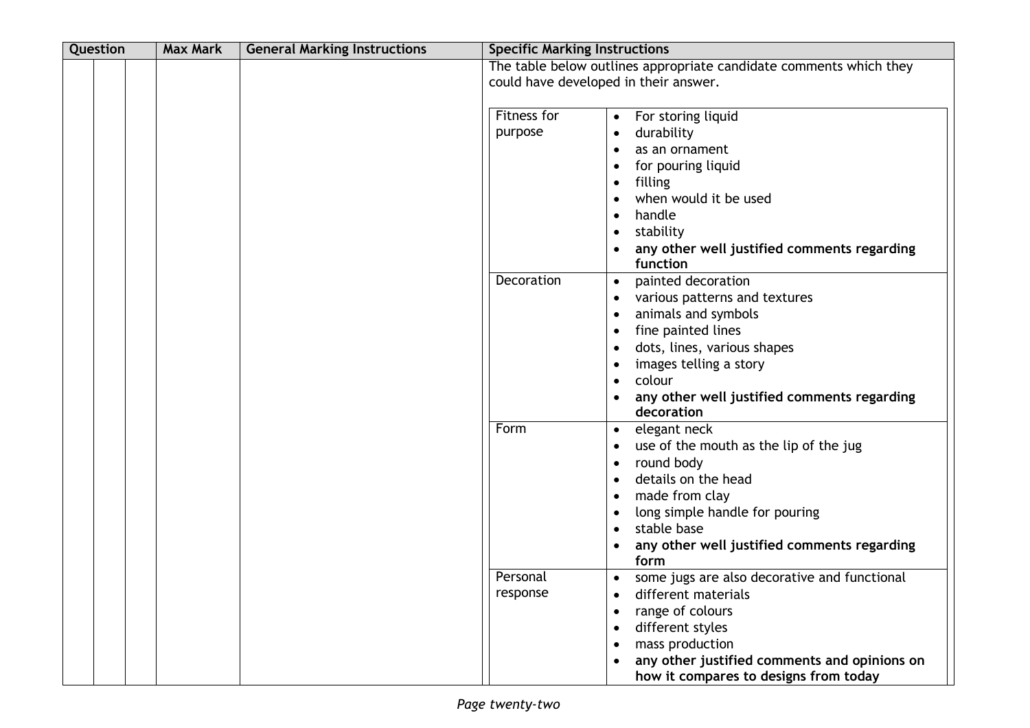| Question | | | Max Mark | General Marking Instructions | Specific Marking Instructions |
|---|---|---|---|---|---|
| | | | | | The table below outlines appropriate candidate comments which they could have developed in their answer. |

| | |
|---|---|
| Fitness for purpose | • For storing liquid<br>• durability<br>• as an ornament<br>• for pouring liquid<br>• filling<br>• when would it be used<br>• handle<br>• stability<br>• **any other well justified comments regarding function** |
| Decoration | • painted decoration<br>• various patterns and textures<br>• animals and symbols<br>• fine painted lines<br>• dots, lines, various shapes<br>• images telling a story<br>• colour<br>• **any other well justified comments regarding decoration** |
| Form | • elegant neck<br>• use of the mouth as the lip of the jug<br>• round body<br>• details on the head<br>• made from clay<br>• long simple handle for pouring<br>• stable base<br>• **any other well justified comments regarding form** |
| Personal response | • some jugs are also decorative and functional<br>• different materials<br>• range of colours<br>• different styles<br>• mass production<br>• **any other justified comments and opinions on how it compares to designs from today** |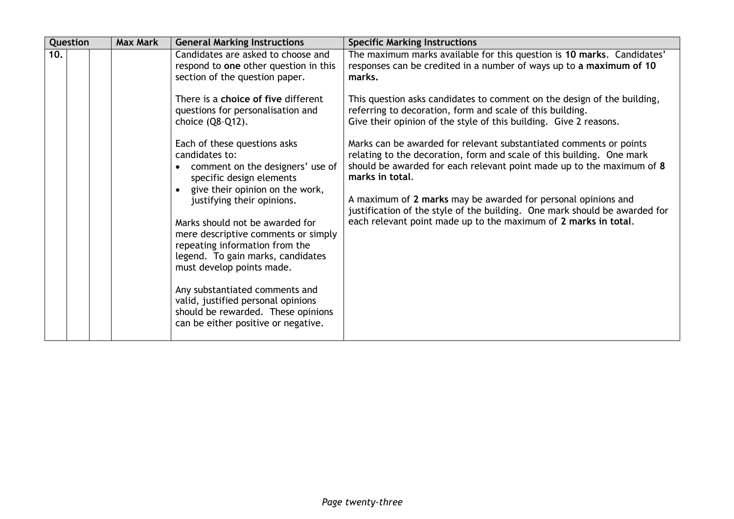| Question | | | Max Mark | General Marking Instructions | Specific Marking Instructions |
|---|---|---|---|---|---|
| 10. | | | | Candidates are asked to choose and respond to **one** other question in this section of the question paper.<br><br>There is a **choice of five** different questions for personalisation and choice (Q8–Q12).<br><br>Each of these questions asks candidates to:<br>• comment on the designers' use of specific design elements<br>• give their opinion on the work, justifying their opinions.<br><br>Marks should not be awarded for mere descriptive comments or simply repeating information from the legend. To gain marks, candidates must develop points made.<br><br>Any substantiated comments and valid, justified personal opinions should be rewarded. These opinions can be either positive or negative. | The maximum marks available for this question is **10 marks**. Candidates' responses can be credited in a number of ways up to **a maximum of 10 marks.**<br><br>This question asks candidates to comment on the design of the building, referring to decoration, form and scale of this building.<br>Give their opinion of the style of this building. Give 2 reasons.<br><br>Marks can be awarded for relevant substantiated comments or points relating to the decoration, form and scale of this building. One mark should be awarded for each relevant point made up to the maximum of **8 marks in total**.<br><br>A maximum of **2 marks** may be awarded for personal opinions and justification of the style of the building. One mark should be awarded for each relevant point made up to the maximum of **2 marks in total**. |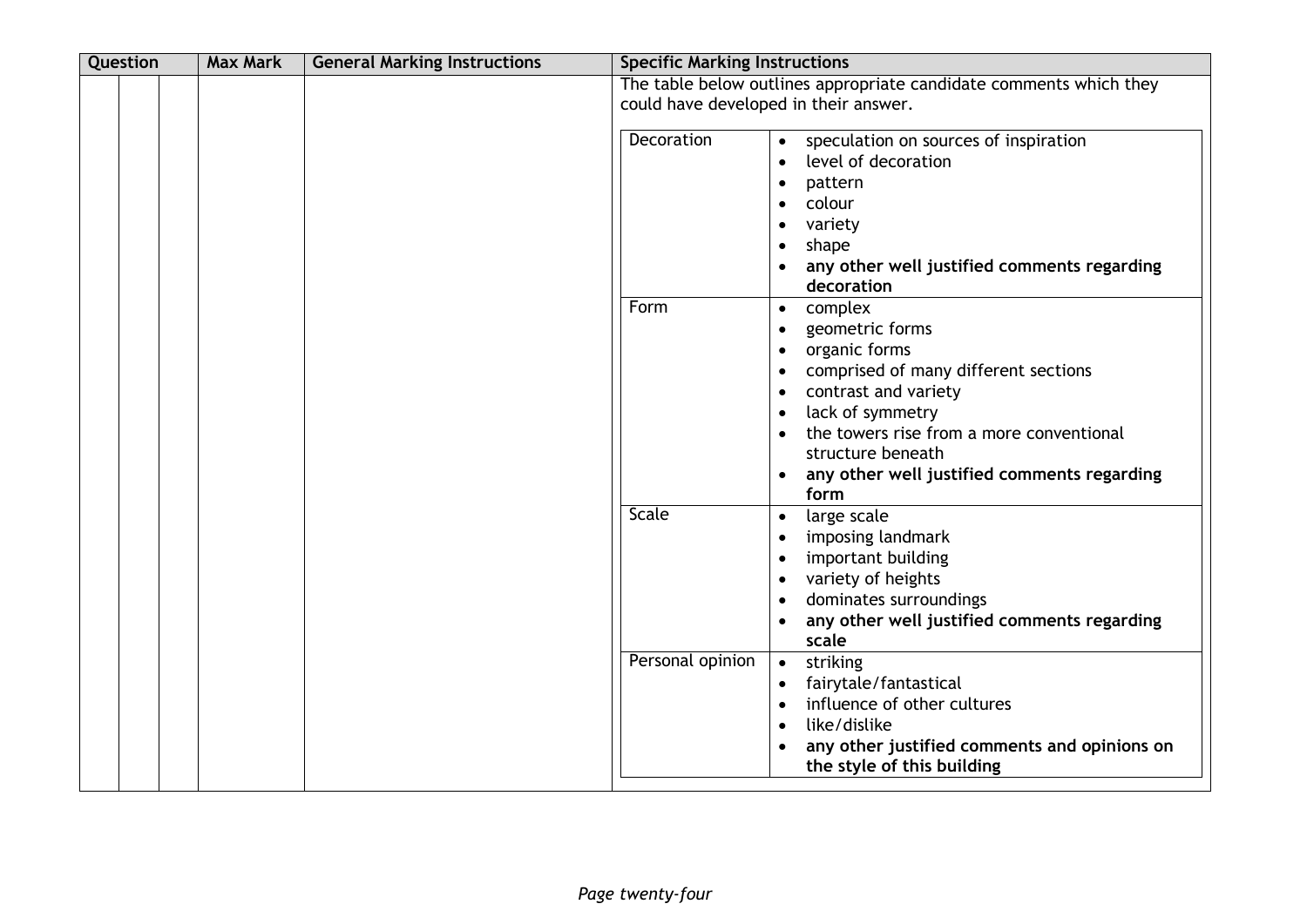| Question | | | Max Mark | General Marking Instructions | Specific Marking Instructions |
|---|---|---|---|---|---|
| | | | | | The table below outlines appropriate candidate comments which they could have developed in their answer. |

| | |
|---|---|
| Decoration | • speculation on sources of inspiration<br>• level of decoration<br>• pattern<br>• colour<br>• variety<br>• shape<br>• **any other well justified comments regarding decoration** |
| Form | • complex<br>• geometric forms<br>• organic forms<br>• comprised of many different sections<br>• contrast and variety<br>• lack of symmetry<br>• the towers rise from a more conventional structure beneath<br>• **any other well justified comments regarding form** |
| Scale | • large scale<br>• imposing landmark<br>• important building<br>• variety of heights<br>• dominates surroundings<br>• **any other well justified comments regarding scale** |
| Personal opinion | • striking<br>• fairytale/fantastical<br>• influence of other cultures<br>• like/dislike<br>• **any other justified comments and opinions on the style of this building** |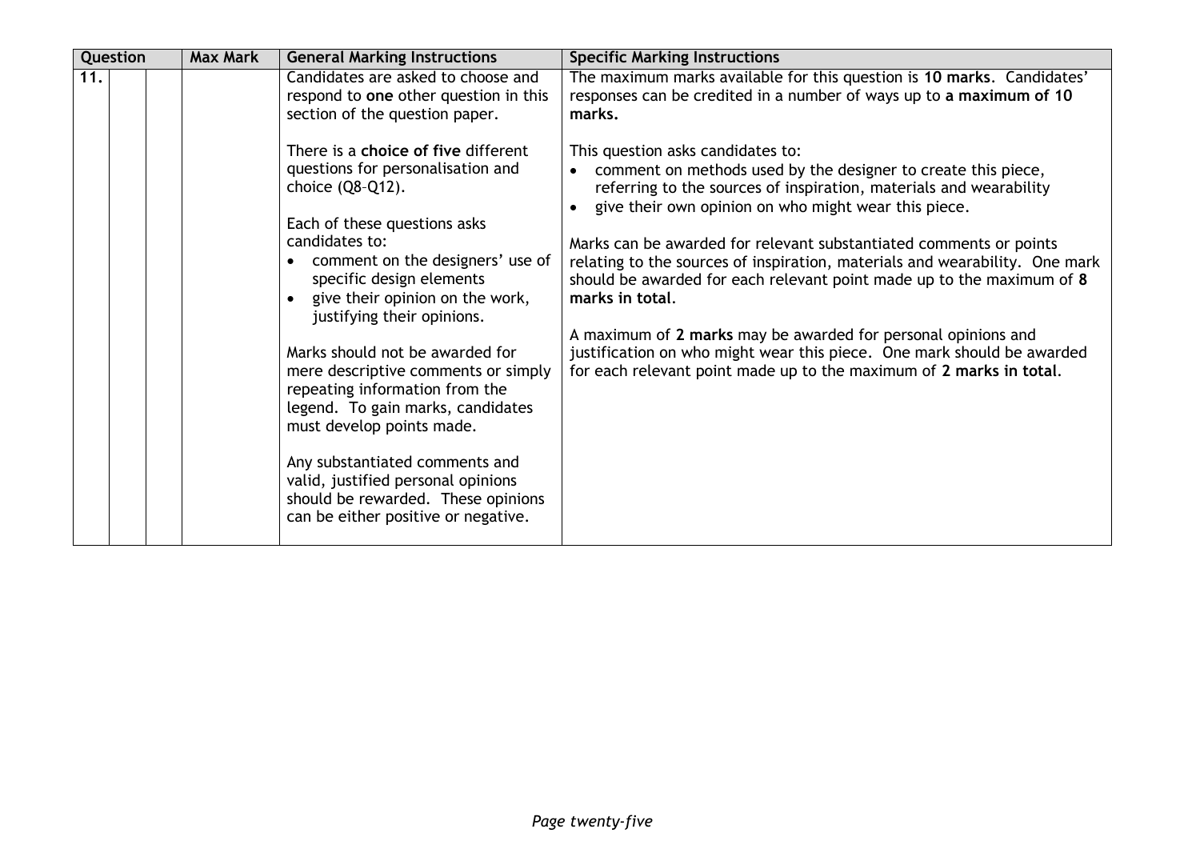| Question | | | Max Mark | General Marking Instructions | Specific Marking Instructions |
|---|---|---|---|---|---|
| 11. | | | | Candidates are asked to choose and respond to **one** other question in this section of the question paper.<br><br>There is a **choice of five** different questions for personalisation and choice (Q8–Q12).<br><br>Each of these questions asks candidates to:<br>• comment on the designers' use of specific design elements<br>• give their opinion on the work, justifying their opinions.<br><br>Marks should not be awarded for mere descriptive comments or simply repeating information from the legend. To gain marks, candidates must develop points made.<br><br>Any substantiated comments and valid, justified personal opinions should be rewarded. These opinions can be either positive or negative. | The maximum marks available for this question is **10 marks**. Candidates' responses can be credited in a number of ways up to **a maximum of 10 marks.**<br><br>This question asks candidates to:<br>• comment on methods used by the designer to create this piece, referring to the sources of inspiration, materials and wearability<br>• give their own opinion on who might wear this piece.<br><br>Marks can be awarded for relevant substantiated comments or points relating to the sources of inspiration, materials and wearability. One mark should be awarded for each relevant point made up to the maximum of **8 marks in total**.<br><br>A maximum of **2 marks** may be awarded for personal opinions and justification on who might wear this piece. One mark should be awarded for each relevant point made up to the maximum of **2 marks in total**. |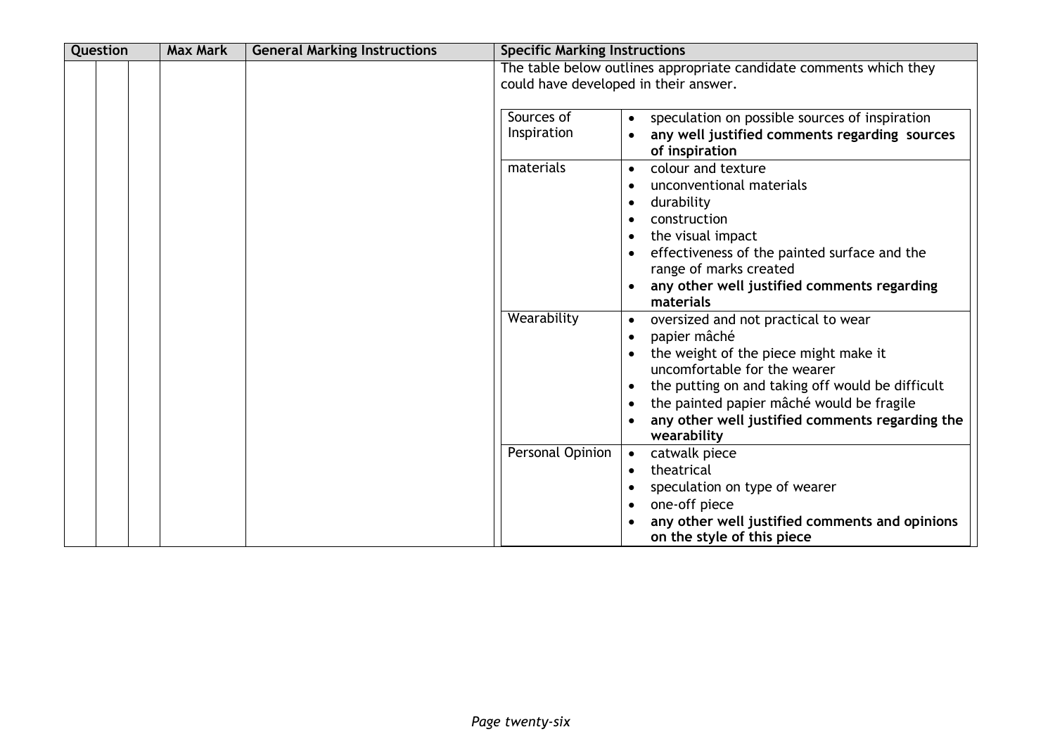| Question | | | Max Mark | General Marking Instructions | Specific Marking Instructions |
|---|---|---|---|---|---|
| | | | | | The table below outlines appropriate candidate comments which they could have developed in their answer. |

| | |
|---|---|
| Sources of Inspiration | • speculation on possible sources of inspiration<br>• **any well justified comments regarding sources of inspiration** |
| materials | • colour and texture<br>• unconventional materials<br>• durability<br>• construction<br>• the visual impact<br>• effectiveness of the painted surface and the range of marks created<br>• **any other well justified comments regarding materials** |
| Wearability | • oversized and not practical to wear<br>• papier mâché<br>• the weight of the piece might make it uncomfortable for the wearer<br>• the putting on and taking off would be difficult<br>• the painted papier mâché would be fragile<br>• **any other well justified comments regarding the wearability** |
| Personal Opinion | • catwalk piece<br>• theatrical<br>• speculation on type of wearer<br>• one-off piece<br>• **any other well justified comments and opinions on the style of this piece** |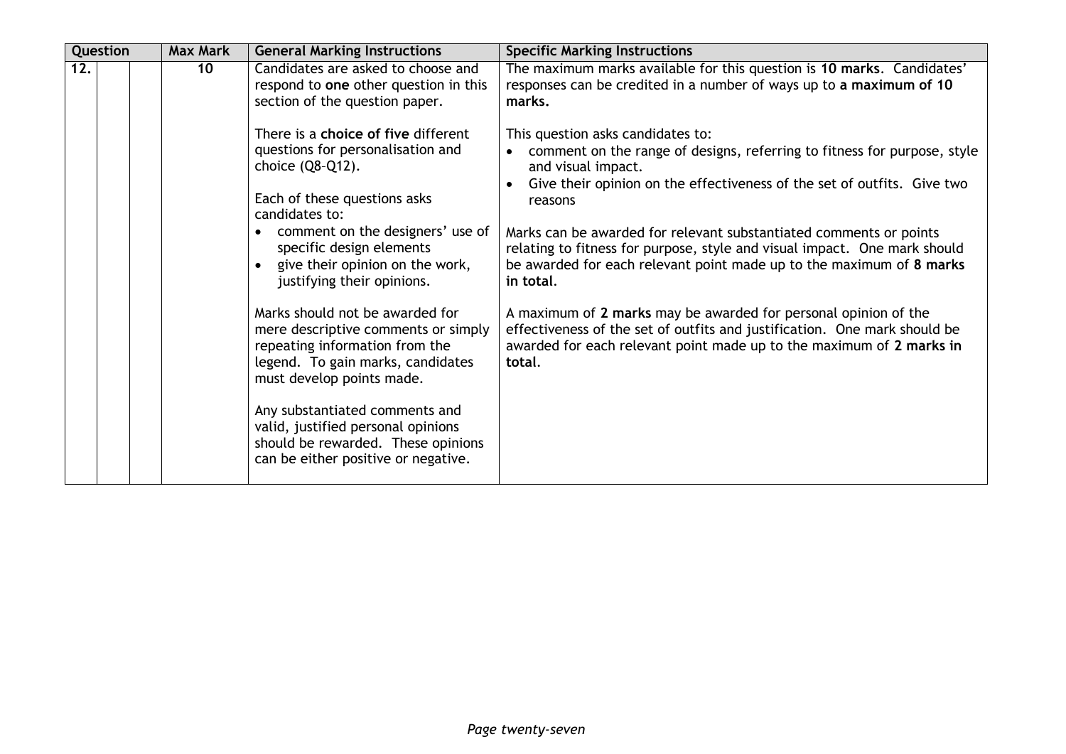| Question | | | Max Mark | General Marking Instructions | Specific Marking Instructions |
|---|---|---|---|---|---|
| 12. | | | 10 | Candidates are asked to choose and respond to **one** other question in this section of the question paper.<br><br>There is a **choice of five** different questions for personalisation and choice (Q8–Q12).<br><br>Each of these questions asks candidates to:<br>• comment on the designers' use of specific design elements<br>• give their opinion on the work, justifying their opinions.<br><br>Marks should not be awarded for mere descriptive comments or simply repeating information from the legend. To gain marks, candidates must develop points made.<br><br>Any substantiated comments and valid, justified personal opinions should be rewarded. These opinions can be either positive or negative. | The maximum marks available for this question is **10 marks**. Candidates' responses can be credited in a number of ways up to **a maximum of 10 marks.**<br><br>This question asks candidates to:<br>• comment on the range of designs, referring to fitness for purpose, style and visual impact.<br>• Give their opinion on the effectiveness of the set of outfits. Give two reasons<br><br>Marks can be awarded for relevant substantiated comments or points relating to fitness for purpose, style and visual impact. One mark should be awarded for each relevant point made up to the maximum of **8 marks in total**.<br><br>A maximum of **2 marks** may be awarded for personal opinion of the effectiveness of the set of outfits and justification. One mark should be awarded for each relevant point made up to the maximum of **2 marks in total**. |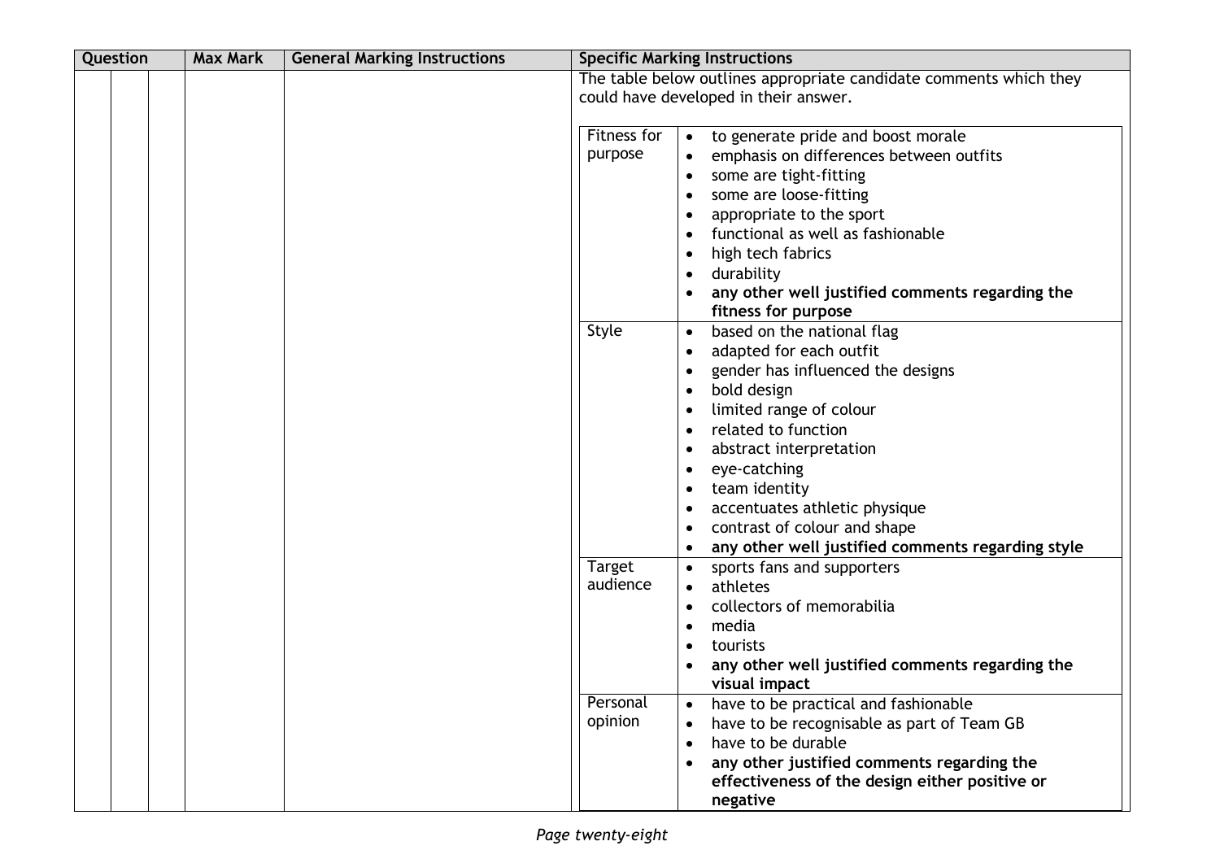| Question | | | Max Mark | General Marking Instructions | Specific Marking Instructions |
|---|---|---|---|---|---|
| | | | | | The table below outlines appropriate candidate comments which they could have developed in their answer. |

| | |
|---|---|
| Fitness for purpose | • to generate pride and boost morale<br>• emphasis on differences between outfits<br>• some are tight-fitting<br>• some are loose-fitting<br>• appropriate to the sport<br>• functional as well as fashionable<br>• high tech fabrics<br>• durability<br>• **any other well justified comments regarding the fitness for purpose** |
| Style | • based on the national flag<br>• adapted for each outfit<br>• gender has influenced the designs<br>• bold design<br>• limited range of colour<br>• related to function<br>• abstract interpretation<br>• eye-catching<br>• team identity<br>• accentuates athletic physique<br>• contrast of colour and shape<br>• **any other well justified comments regarding style** |
| Target audience | • sports fans and supporters<br>• athletes<br>• collectors of memorabilia<br>• media<br>• tourists<br>• **any other well justified comments regarding the visual impact** |
| Personal opinion | • have to be practical and fashionable<br>• have to be recognisable as part of Team GB<br>• have to be durable<br>• **any other justified comments regarding the effectiveness of the design either positive or negative** |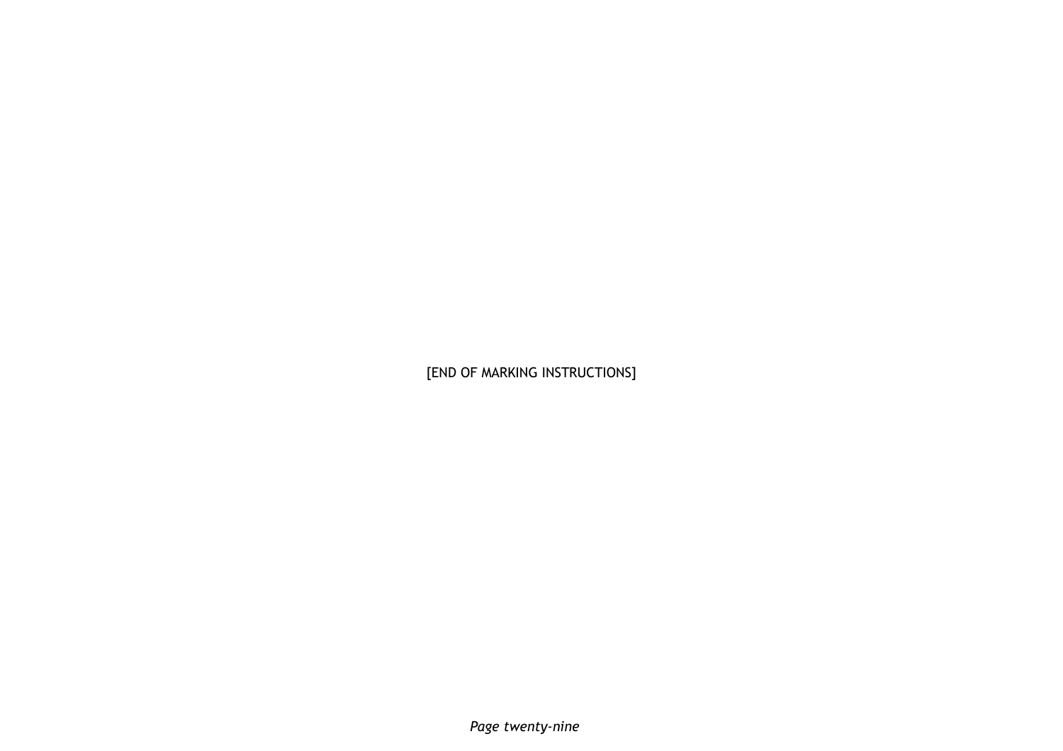[END OF MARKING INSTRUCTIONS]